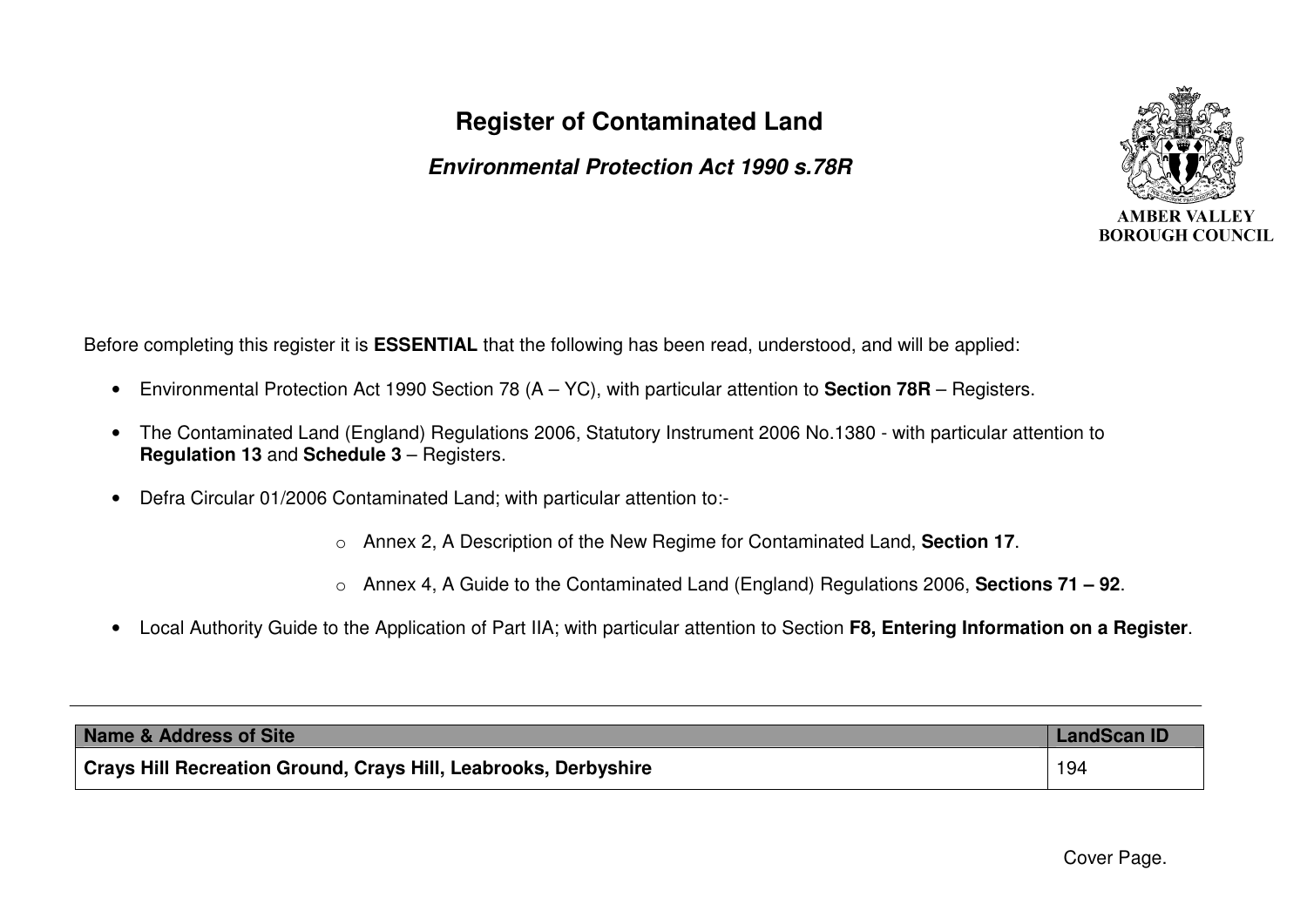# Register of Contaminated Land

## *Environmental Protection Act 1990 s.78R*

AMBER VALLEY BOROUGH COUNCIL

Before completing this register it is **ESSENTIAL** that the following has been read, understood, and will be applied:

- Environmental Protection Act 1990 Section 78 (A – YC), with particular attention to **Section 78R** – Registers.
- The Contaminated Land (England) Regulations 2006, Statutory Instrument 2006 No.1380 - with particular attention to **Regulation 13** and **Schedule 3** – Registers.
- Defra Circular 01/2006 Contaminated Land; with particular attention to:-
  - Annex 2, A Description of the New Regime for Contaminated Land, **Section 17**.
  - Annex 4, A Guide to the Contaminated Land (England) Regulations 2006, **Sections 71 – 92**.
- Local Authority Guide to the Application of Part IIA; with particular attention to Section **F8, Entering Information on a Register**.

| Name & Address of Site | LandScan ID |
| --- | --- |
| **Crays Hill Recreation Ground, Crays Hill, Leabrooks, Derbyshire** | 194 |

Cover Page.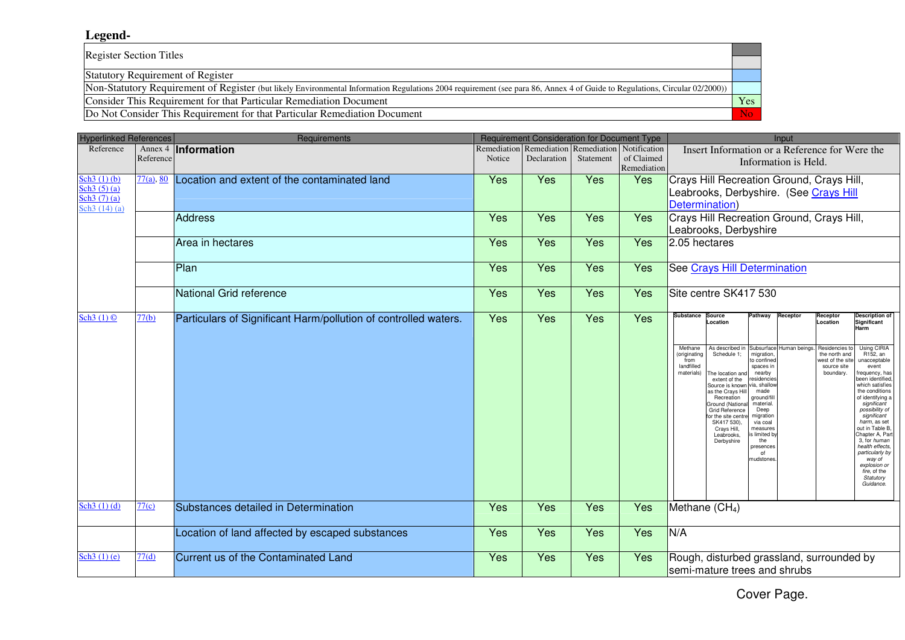## Legend-

| | |
|---|---|
| Register Section Titles | |
| Statutory Requirement of Register | |
| Non-Statutory Requirement of Register (but likely Environmental Information Regulations 2004 requirement (see para 86, Annex 4 of Guide to Regulations, Circular 02/2000)) | |
| Consider This Requirement for that Particular Remediation Document | Yes |
| Do Not Consider This Requirement for that Particular Remediation Document | No |

| Hyperlinked References | | Requirements | Requirement Consideration for Document Type | | | | Input |
|---|---|---|---|---|---|---|---|
| Reference | Annex 4 Reference | **Information** | Remediation Notice | Remediation Declaration | Remediation Statement | Notification of Claimed Remediation | Insert Information or a Reference for Were the Information is Held. |
| Sch3 (1) (b) Sch3 (5) (a) Sch3 (7) (a) Sch3 (14) (a) | 77(a), 80 | Location and extent of the contaminated land | Yes | Yes | Yes | Yes | Crays Hill Recreation Ground, Crays Hill, Leabrooks, Derbyshire. (See Crays Hill Determination) |
| | | Address | Yes | Yes | Yes | Yes | Crays Hill Recreation Ground, Crays Hill, Leabrooks, Derbyshire |
| | | Area in hectares | Yes | Yes | Yes | Yes | 2.05 hectares |
| | | Plan | Yes | Yes | Yes | Yes | See Crays Hill Determination |
| | | National Grid reference | Yes | Yes | Yes | Yes | Site centre SK417 530 |
| Sch3 (1) © | 77(b) | Particulars of Significant Harm/pollution of controlled waters. | Yes | Yes | Yes | Yes | **Substance:** Methane (originating from landfilled materials). **Source Location:** As described in Schedule 1; The location and extent of the Source is known as the Crays Hill Recreation Ground (National Grid Reference for the site centre SK417 530), Crays Hill, Leabrooks, Derbyshire. **Pathway:** Subsurface migration, to confined spaces in nearby residencies via, shallow made ground/fill material. Deep migration via coal measures is limited by the presences of mudstones. **Receptor:** Human beings. **Receptor Location:** Residencies to the north and west of the site source site boundary. **Description of Significant Harm:** Using CIRIA R152, an unacceptable event frequency, has been identified, which satisfies the conditions of identifying a *significant possibility of significant harm*, as set out in Table B, Chapter A, Part 3, for *human health effects, particularly by way of explosion or fire*, of the *Statutory Guidance.* |
| Sch3 (1) (d) | 77(c) | Substances detailed in Determination | Yes | Yes | Yes | Yes | Methane ($CH_4$) |
| | | Location of land affected by escaped substances | Yes | Yes | Yes | Yes | N/A |
| Sch3 (1) (e) | 77(d) | Current us of the Contaminated Land | Yes | Yes | Yes | Yes | Rough, disturbed grassland, surrounded by semi-mature trees and shrubs |

Cover Page.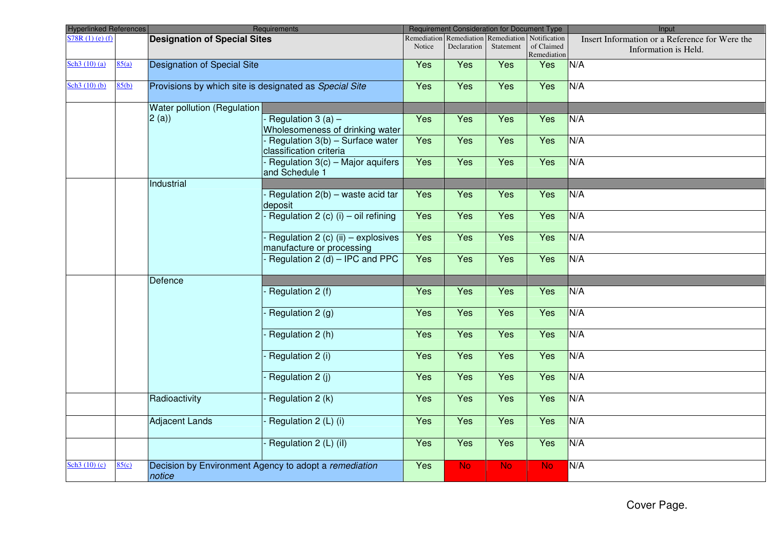| Hyperlinked References | | Requirements | | Requirement Consideration for Document Type | | | | Input |
|---|---|---|---|---|---|---|---|---|
| S78R (1) (e) (f) | | **Designation of Special Sites** | | Remediation Notice | Remediation Declaration | Remediation Statement | Notification of Claimed Remediation | Insert Information or a Reference for Were the Information is Held. |
| Sch3 (10) (a) | 85(a) | Designation of Special Site | | Yes | Yes | Yes | Yes | N/A |
| Sch3 (10) (b) | 85(b) | Provisions by which site is designated as *Special Site* | | Yes | Yes | Yes | Yes | N/A |
| | | Water pollution (Regulation 2 (a)) | | | | | | |
| | | | - Regulation 3 (a) – Wholesomeness of drinking water | Yes | Yes | Yes | Yes | N/A |
| | | | - Regulation 3(b) – Surface water classification criteria | Yes | Yes | Yes | Yes | N/A |
| | | | - Regulation 3(c) – Major aquifers and Schedule 1 | Yes | Yes | Yes | Yes | N/A |
| | | Industrial | | | | | | |
| | | | - Regulation 2(b) – waste acid tar deposit | Yes | Yes | Yes | Yes | N/A |
| | | | - Regulation 2 (c) (i) – oil refining | Yes | Yes | Yes | Yes | N/A |
| | | | - Regulation 2 (c) (ii) – explosives manufacture or processing | Yes | Yes | Yes | Yes | N/A |
| | | | - Regulation 2 (d) – IPC and PPC | Yes | Yes | Yes | Yes | N/A |
| | | Defence | | | | | | |
| | | | - Regulation 2 (f) | Yes | Yes | Yes | Yes | N/A |
| | | | - Regulation 2 (g) | Yes | Yes | Yes | Yes | N/A |
| | | | - Regulation 2 (h) | Yes | Yes | Yes | Yes | N/A |
| | | | - Regulation 2 (i) | Yes | Yes | Yes | Yes | N/A |
| | | | - Regulation 2 (j) | Yes | Yes | Yes | Yes | N/A |
| | | Radioactivity | - Regulation 2 (k) | Yes | Yes | Yes | Yes | N/A |
| | | Adjacent Lands | - Regulation 2 (L) (i) | Yes | Yes | Yes | Yes | N/A |
| | | | - Regulation 2 (L) (iI) | Yes | Yes | Yes | Yes | N/A |
| Sch3 (10) (c) | 85(c) | Decision by Environment Agency to adopt a *remediation notice* | | Yes | No | No | No | N/A |

Cover Page.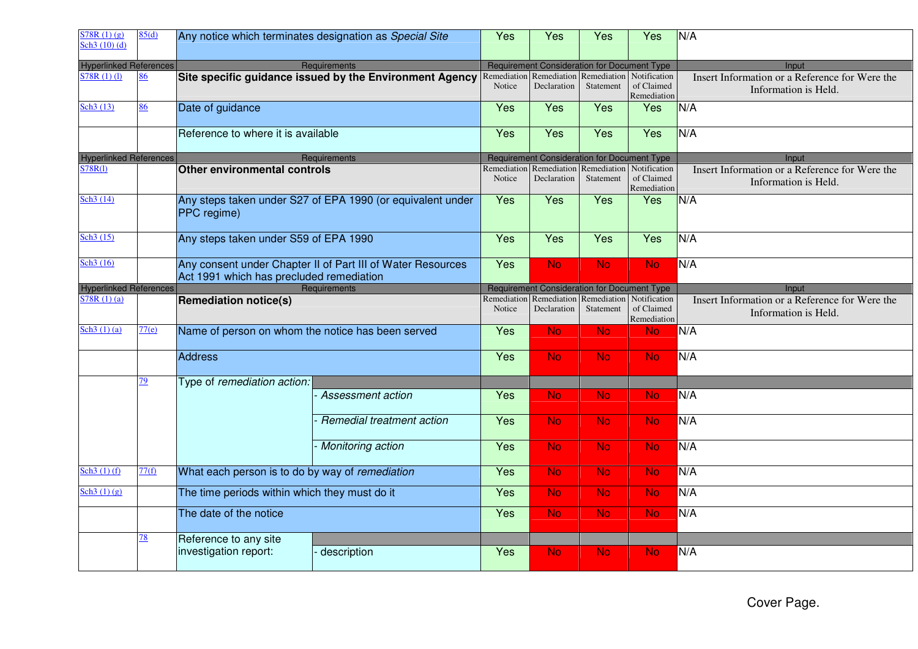| | | | | | | | |
|---|---|---|---|---|---|---|---|
| S78R (1) (g) Sch3 (10) (d) | 85(d) | Any notice which terminates designation as *Special Site* | Yes | Yes | Yes | Yes | N/A |
| **Hyperlinked References** | | **Requirements** | **Requirement Consideration for Document Type** | | | | **Input** |
| S78R (1) (l) | 86 | **Site specific guidance issued by the Environment Agency** | Remediation Notice | Remediation Declaration | Remediation Statement | Notification of Claimed Remediation | Insert Information or a Reference for Were the Information is Held. |
| Sch3 (13) | 86 | Date of guidance | Yes | Yes | Yes | Yes | N/A |
| | | Reference to where it is available | Yes | Yes | Yes | Yes | N/A |
| **Hyperlinked References** | | **Requirements** | **Requirement Consideration for Document Type** | | | | **Input** |
| S78R(l) | | **Other environmental controls** | Remediation Notice | Remediation Declaration | Remediation Statement | Notification of Claimed Remediation | Insert Information or a Reference for Were the Information is Held. |
| Sch3 (14) | | Any steps taken under S27 of EPA 1990 (or equivalent under PPC regime) | Yes | Yes | Yes | Yes | N/A |
| Sch3 (15) | | Any steps taken under S59 of EPA 1990 | Yes | Yes | Yes | Yes | N/A |
| Sch3 (16) | | Any consent under Chapter II of Part III of Water Resources Act 1991 which has precluded remediation | Yes | No | No | No | N/A |
| **Hyperlinked References** | | **Requirements** | **Requirement Consideration for Document Type** | | | | **Input** |
| S78R (1) (a) | | **Remediation notice(s)** | Remediation Notice | Remediation Declaration | Remediation Statement | Notification of Claimed Remediation | Insert Information or a Reference for Were the Information is Held. |
| Sch3 (1) (a) | 77(e) | Name of person on whom the notice has been served | Yes | No | No | No | N/A |
| | | Address | Yes | No | No | No | N/A |
| | 79 | Type of *remediation action*: | | | | | |
| | | - *Assessment action* | Yes | No | No | No | N/A |
| | | - *Remedial treatment action* | Yes | No | No | No | N/A |
| | | - *Monitoring action* | Yes | No | No | No | N/A |
| Sch3 (1) (f) | 77(f) | What each person is to do by way of *remediation* | Yes | No | No | No | N/A |
| Sch3 (1) (g) | | The time periods within which they must do it | Yes | No | No | No | N/A |
| | | The date of the notice | Yes | No | No | No | N/A |
| | 78 | Reference to any site investigation report: | | | | | |
| | | - description | Yes | No | No | No | N/A |

Cover Page.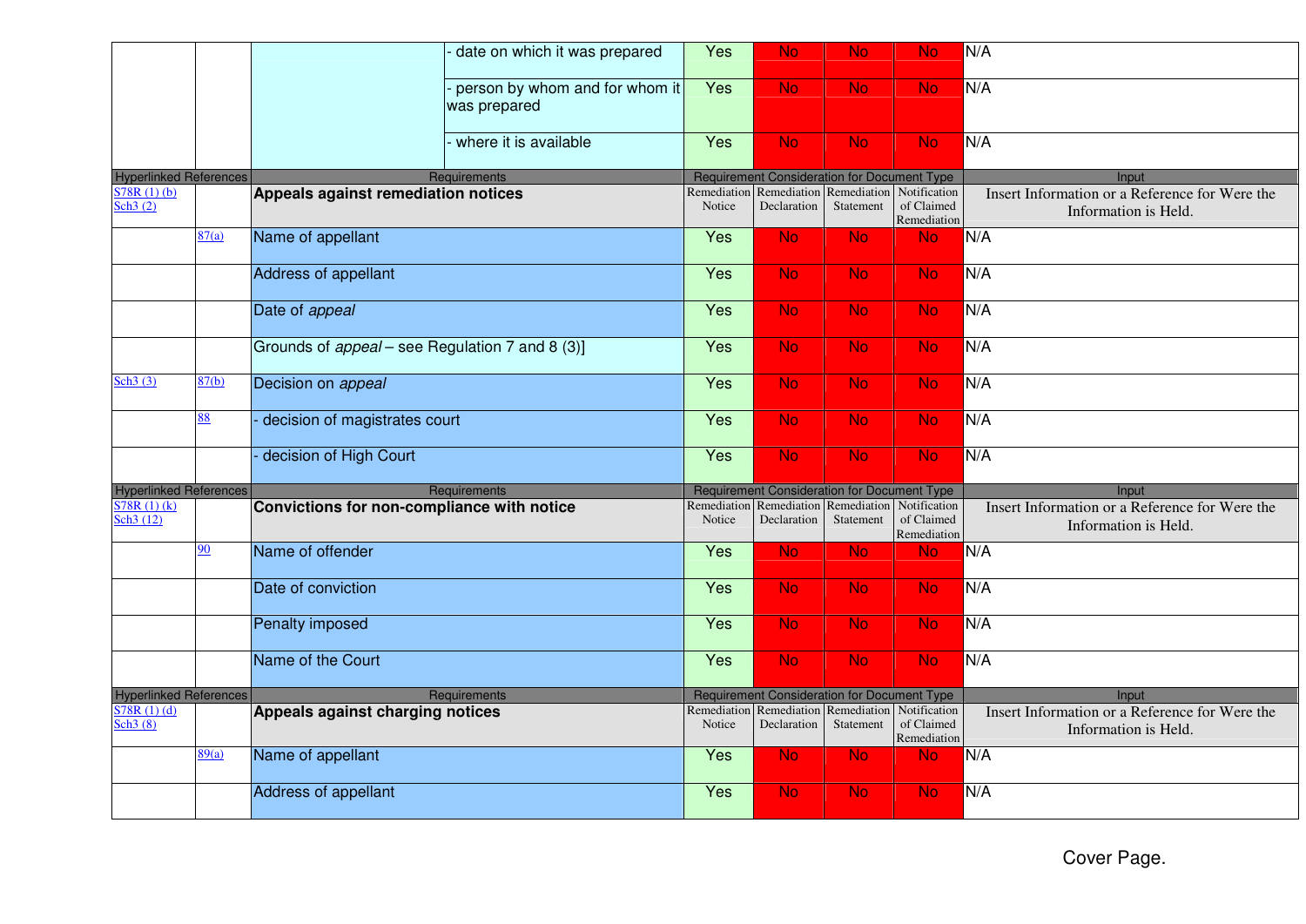| | | | | | | | | |
|---|---|---|---|---|---|---|---|---|
| | | | - date on which it was prepared | Yes | No | No | No | N/A |
| | | | - person by whom and for whom it was prepared | Yes | No | No | No | N/A |
| | | | - where it is available | Yes | No | No | No | N/A |
| Hyperlinked References | | Requirements | | Requirement Consideration for Document Type | | | | Input |
| S78R (1) (b) Sch3 (2) | | **Appeals against remediation notices** | | Remediation Notice | Remediation Declaration | Remediation Statement | Notification of Claimed Remediation | Insert Information or a Reference for Were the Information is Held. |
| | 87(a) | Name of appellant | | Yes | No | No | No | N/A |
| | | Address of appellant | | Yes | No | No | No | N/A |
| | | Date of *appeal* | | Yes | No | No | No | N/A |
| | | Grounds of *appeal* – see Regulation 7 and 8 (3)] | | Yes | No | No | No | N/A |
| Sch3 (3) | 87(b) | Decision on *appeal* | | Yes | No | No | No | N/A |
| | 88 | - decision of magistrates court | | Yes | No | No | No | N/A |
| | | - decision of High Court | | Yes | No | No | No | N/A |
| Hyperlinked References | | Requirements | | Requirement Consideration for Document Type | | | | Input |
| S78R (1) (k) Sch3 (12) | | **Convictions for non-compliance with notice** | | Remediation Notice | Remediation Declaration | Remediation Statement | Notification of Claimed Remediation | Insert Information or a Reference for Were the Information is Held. |
| | 90 | Name of offender | | Yes | No | No | No | N/A |
| | | Date of conviction | | Yes | No | No | No | N/A |
| | | Penalty imposed | | Yes | No | No | No | N/A |
| | | Name of the Court | | Yes | No | No | No | N/A |
| Hyperlinked References | | Requirements | | Requirement Consideration for Document Type | | | | Input |
| S78R (1) (d) Sch3 (8) | | **Appeals against charging notices** | | Remediation Notice | Remediation Declaration | Remediation Statement | Notification of Claimed Remediation | Insert Information or a Reference for Were the Information is Held. |
| | 89(a) | Name of appellant | | Yes | No | No | No | N/A |
| | | Address of appellant | | Yes | No | No | No | N/A |

Cover Page.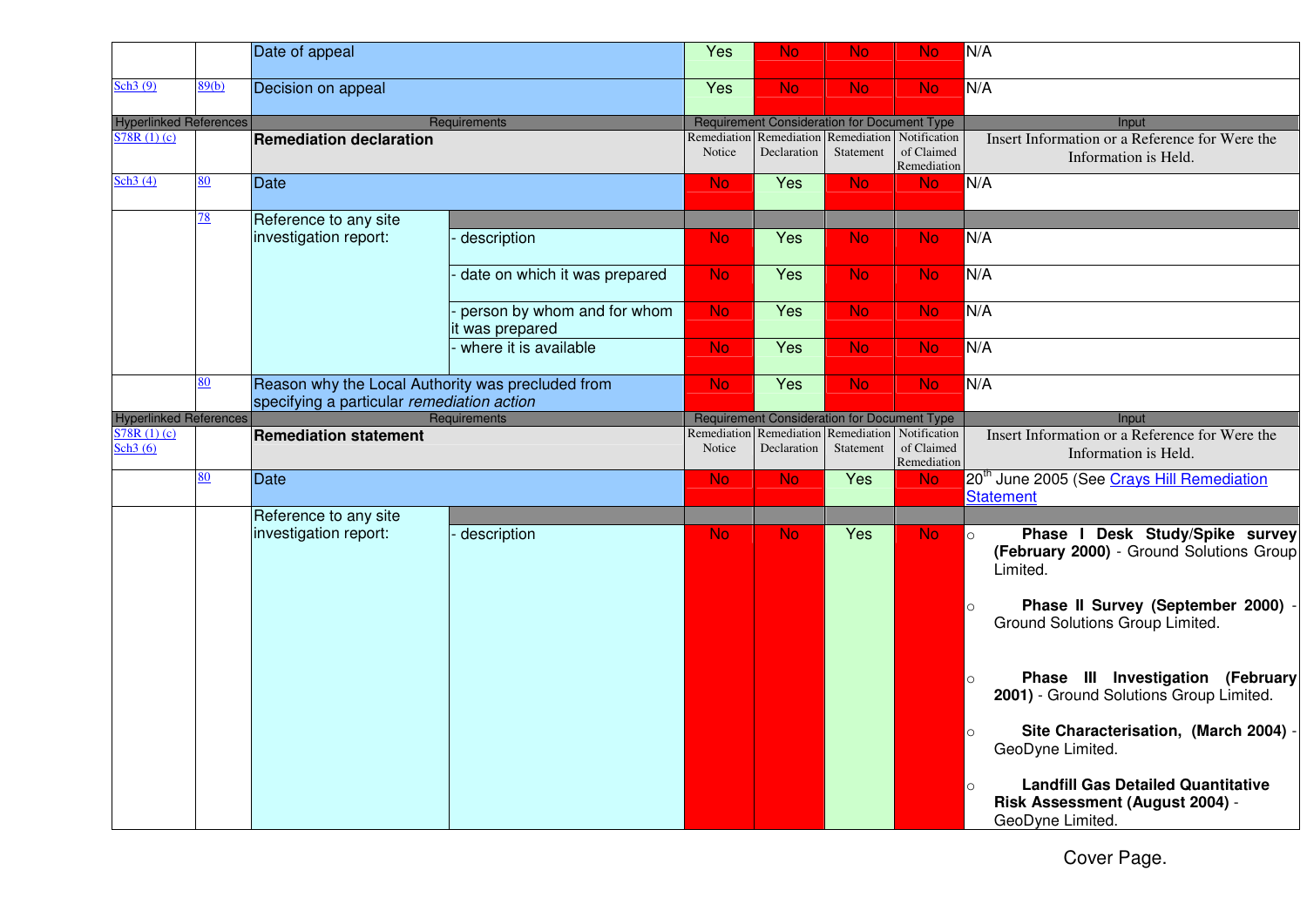| | | Date of appeal | | Yes | No | No | No | N/A |
|---|---|---|---|---|---|---|---|---|
| Sch3 (9) | 89(b) | Decision on appeal | | Yes | No | No | No | N/A |
| Hyperlinked References | | Requirements | | Requirement Consideration for Document Type | | | | Input |
| S78R (1) (c) | | **Remediation declaration** | | Remediation Notice | Remediation Declaration | Remediation Statement | Notification of Claimed Remediation | Insert Information or a Reference for Were the Information is Held. |
| Sch3 (4) | 80 | Date | | No | Yes | No | No | N/A |
| | 78 | Reference to any site investigation report: | | | | | | |
| | | | - description | No | Yes | No | No | N/A |
| | | | - date on which it was prepared | No | Yes | No | No | N/A |
| | | | - person by whom and for whom it was prepared | No | Yes | No | No | N/A |
| | | | - where it is available | No | Yes | No | No | N/A |
| | 80 | Reason why the Local Authority was precluded from specifying a particular *remediation action* | | No | Yes | No | No | N/A |
| Hyperlinked References | | Requirements | | Requirement Consideration for Document Type | | | | Input |
| S78R (1) (c) Sch3 (6) | | **Remediation statement** | | Remediation Notice | Remediation Declaration | Remediation Statement | Notification of Claimed Remediation | Insert Information or a Reference for Were the Information is Held. |
| | 80 | Date | | No | No | Yes | No | 20th June 2005 (See Crays Hill Remediation Statement |
| | | Reference to any site investigation report: | | | | | | |
| | | | - description | No | No | Yes | No | ○ **Phase I Desk Study/Spike survey (February 2000)** - Ground Solutions Group Limited. ○ **Phase II Survey (September 2000)** - Ground Solutions Group Limited. ○ **Phase III Investigation (February 2001)** - Ground Solutions Group Limited. ○ **Site Characterisation, (March 2004)** - GeoDyne Limited. ○ **Landfill Gas Detailed Quantitative Risk Assessment (August 2004)** - GeoDyne Limited. |

Cover Page.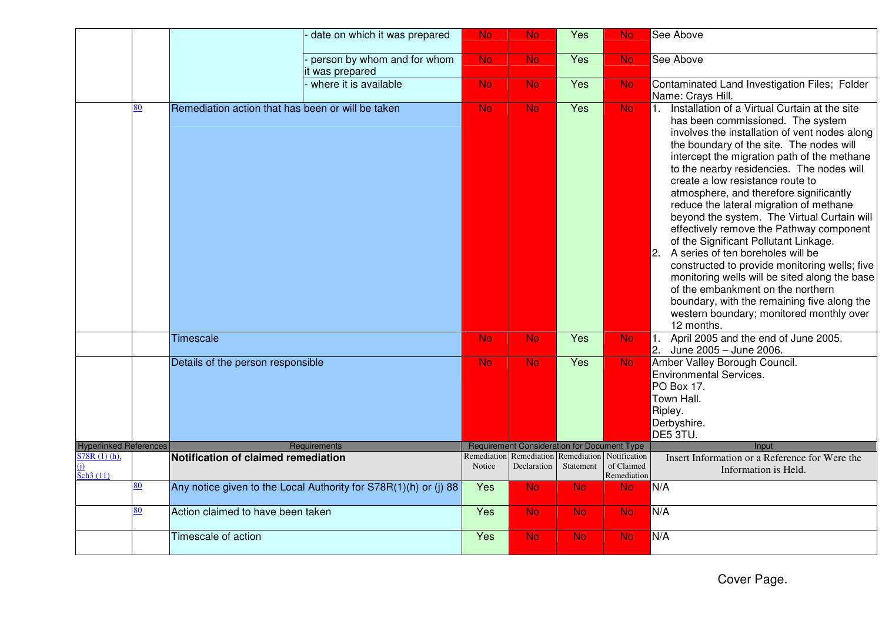| | | | | | | | | |
|---|---|---|---|---|---|---|---|---|
| | | | - date on which it was prepared | No | No | Yes | No | See Above |
| | | | - person by whom and for whom it was prepared | No | No | Yes | No | See Above |
| | | | - where it is available | No | No | Yes | No | Contaminated Land Investigation Files; Folder Name: Crays Hill. |
| | 80 | Remediation action that has been or will be taken | | No | No | Yes | No | 1. Installation of a Virtual Curtain at the site has been commissioned. The system involves the installation of vent nodes along the boundary of the site. The nodes will intercept the migration path of the methane to the nearby residencies. The nodes will create a low resistance route to atmosphere, and therefore significantly reduce the lateral migration of methane beyond the system. The Virtual Curtain will effectively remove the Pathway component of the Significant Pollutant Linkage.<br>2. A series of ten boreholes will be constructed to provide monitoring wells; five monitoring wells will be sited along the base of the embankment on the northern boundary, with the remaining five along the western boundary; monitored monthly over 12 months. |
| | | Timescale | | No | No | Yes | No | 1. April 2005 and the end of June 2005.<br>2. June 2005 – June 2006. |
| | | Details of the person responsible | | No | No | Yes | No | Amber Valley Borough Council.<br>Environmental Services.<br>PO Box 17.<br>Town Hall.<br>Ripley.<br>Derbyshire.<br>DE5 3TU. |
| Hyperlinked References | | Requirements | | Requirement Consideration for Document Type | | | | Input |
| S78R (1) (h), (j)<br>Sch3 (11) | | **Notification of claimed remediation** | | Remediation Notice | Remediation Declaration | Remediation Statement | Notification of Claimed Remediation | Insert Information or a Reference for Were the Information is Held. |
| | 80 | Any notice given to the Local Authority for S78R(1)(h) or (j) 88 | | Yes | No | No | No | N/A |
| | 80 | Action claimed to have been taken | | Yes | No | No | No | N/A |
| | | Timescale of action | | Yes | No | No | No | N/A |

Cover Page.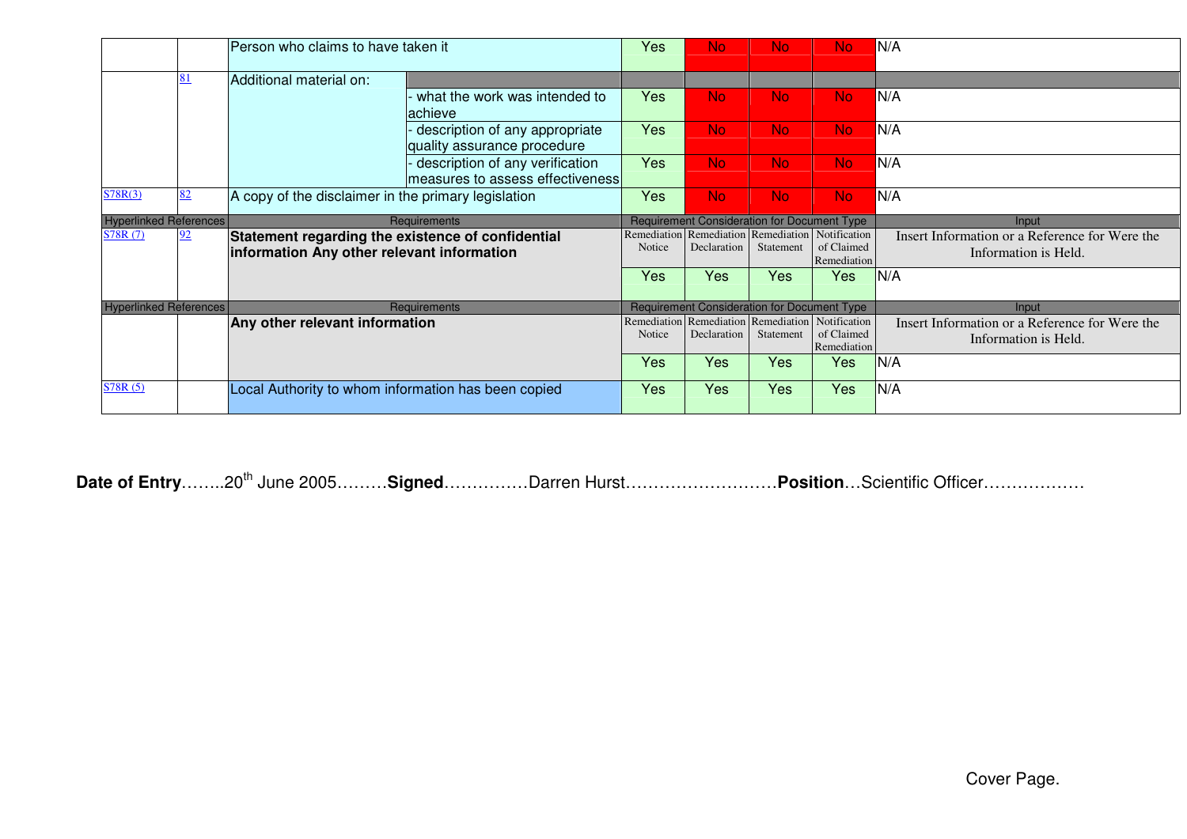| Hyperlinked References | | Requirements | | Remediation Notice | Remediation Declaration | Remediation Statement | Notification of Claimed Remediation | Input |
|---|---|---|---|---|---|---|---|---|
| | | Person who claims to have taken it | | Yes | No | No | No | N/A |
| | 81 | Additional material on: | | | | | | |
| | | | - what the work was intended to achieve | Yes | No | No | No | N/A |
| | | | - description of any appropriate quality assurance procedure | Yes | No | No | No | N/A |
| | | | - description of any verification measures to assess effectiveness | Yes | No | No | No | N/A |
| S78R(3) | 82 | A copy of the disclaimer in the primary legislation | | Yes | No | No | No | N/A |

| Hyperlinked References | | Requirements | Requirement Consideration for Document Type | | | | Input |
|---|---|---|---|---|---|---|---|
| S78R (7) | 92 | **Statement regarding the existence of confidential information Any other relevant information** | Remediation Notice | Remediation Declaration | Remediation Statement | Notification of Claimed Remediation | Insert Information or a Reference for Were the Information is Held. |
| | | | Yes | Yes | Yes | Yes | N/A |

| Hyperlinked References | | Requirements | Requirement Consideration for Document Type | | | | Input |
|---|---|---|---|---|---|---|---|
| | | **Any other relevant information** | Remediation Notice | Remediation Declaration | Remediation Statement | Notification of Claimed Remediation | Insert Information or a Reference for Were the Information is Held. |
| | | | Yes | Yes | Yes | Yes | N/A |
| S78R (5) | | Local Authority to whom information has been copied | Yes | Yes | Yes | Yes | N/A |

**Date of Entry**……..20th June 2005………**Signed**……………Darren Hurst………………………**Position**…Scientific Officer………………

Cover Page.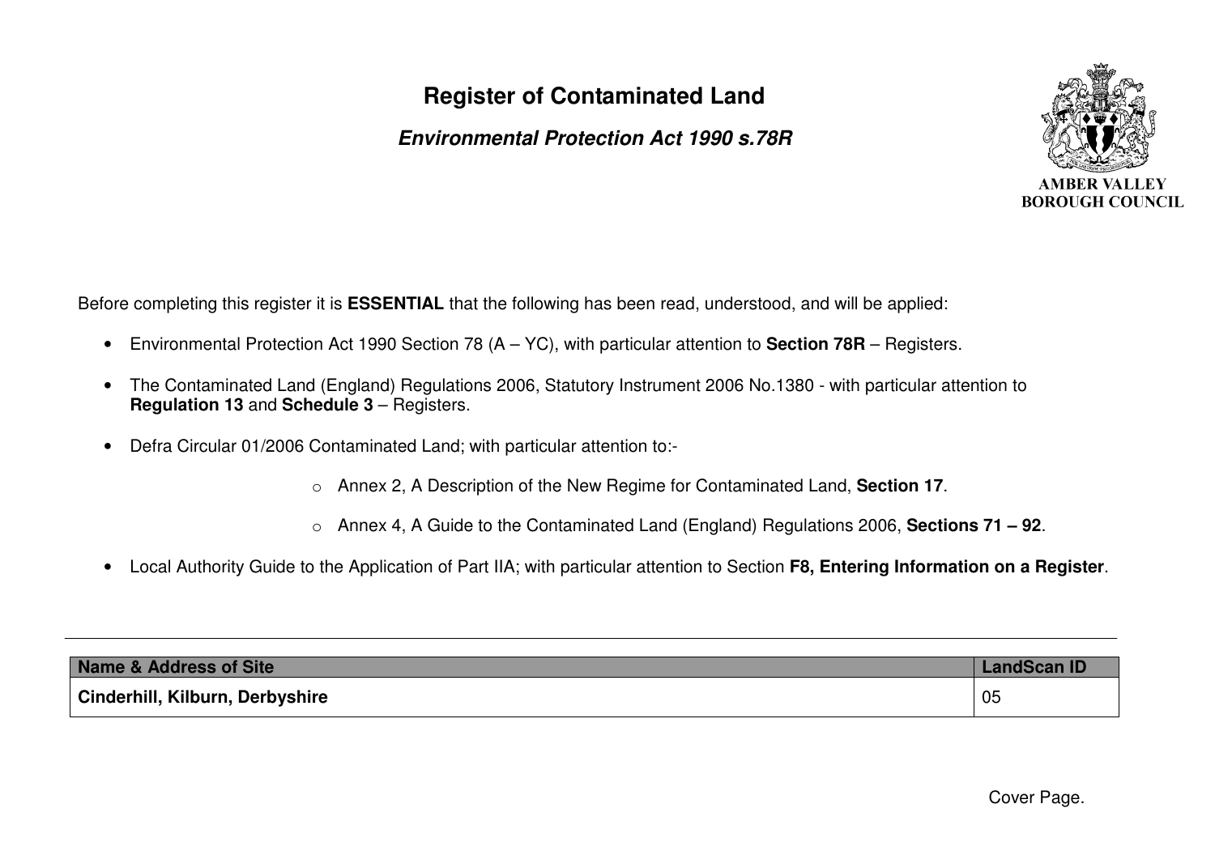# Register of Contaminated Land

***Environmental Protection Act 1990 s.78R***

AMBER VALLEY BOROUGH COUNCIL

Before completing this register it is **ESSENTIAL** that the following has been read, understood, and will be applied:

- Environmental Protection Act 1990 Section 78 (A – YC), with particular attention to **Section 78R** – Registers.
- The Contaminated Land (England) Regulations 2006, Statutory Instrument 2006 No.1380 - with particular attention to **Regulation 13** and **Schedule 3** – Registers.
- Defra Circular 01/2006 Contaminated Land; with particular attention to:-
  - Annex 2, A Description of the New Regime for Contaminated Land, **Section 17**.
  - Annex 4, A Guide to the Contaminated Land (England) Regulations 2006, **Sections 71 – 92**.
- Local Authority Guide to the Application of Part IIA; with particular attention to Section **F8, Entering Information on a Register**.

| Name & Address of Site | LandScan ID |
|---|---|
| **Cinderhill, Kilburn, Derbyshire** | 05 |

Cover Page.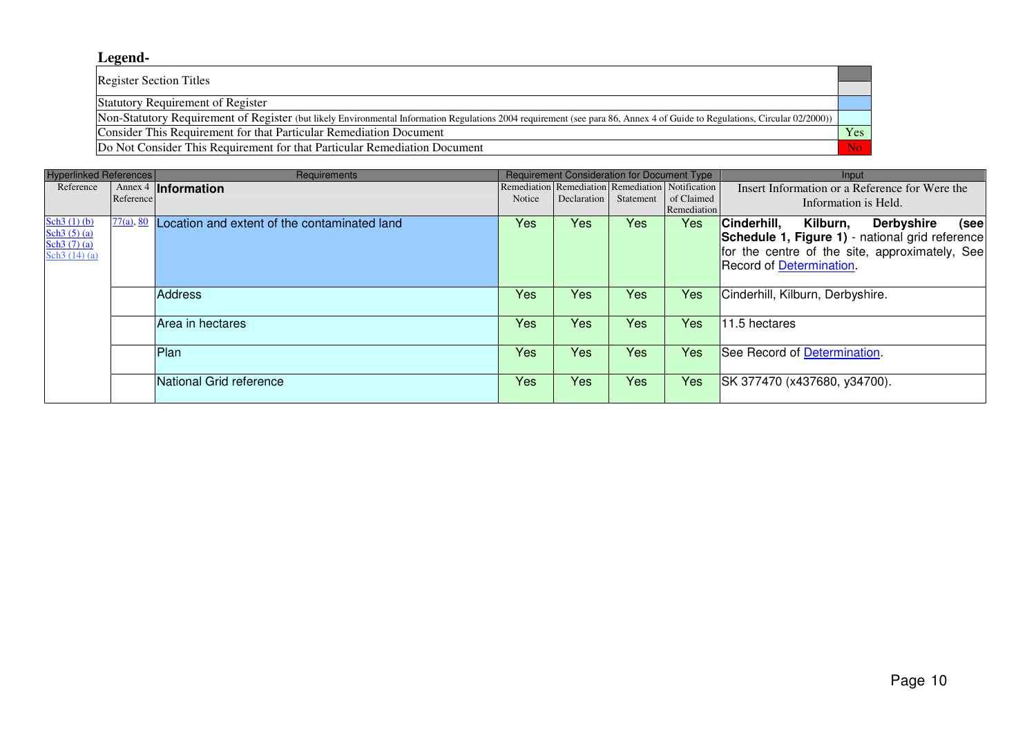**Legend-**

| Register Section Titles | |
|---|---|
| Statutory Requirement of Register | |
| Non-Statutory Requirement of Register (but likely Environmental Information Regulations 2004 requirement (see para 86, Annex 4 of Guide to Regulations, Circular 02/2000)) | |
| Consider This Requirement for that Particular Remediation Document | Yes |
| Do Not Consider This Requirement for that Particular Remediation Document | No |

| Hyperlinked References | | Requirements | Requirement Consideration for Document Type | | | | Input |
|---|---|---|---|---|---|---|---|
| Reference | Annex 4 Reference | **Information** | Remediation Notice | Remediation Declaration | Remediation Statement | Notification of Claimed Remediation | Insert Information or a Reference for Were the Information is Held. |
| Sch3 (1) (b) Sch3 (5) (a) Sch3 (7) (a) Sch3 (14) (a) | 77(a), 80 | Location and extent of the contaminated land | Yes | Yes | Yes | Yes | **Cinderhill, Kilburn, Derbyshire (see Schedule 1, Figure 1)** - national grid reference for the centre of the site, approximately, See Record of Determination. |
| | | Address | Yes | Yes | Yes | Yes | Cinderhill, Kilburn, Derbyshire. |
| | | Area in hectares | Yes | Yes | Yes | Yes | 11.5 hectares |
| | | Plan | Yes | Yes | Yes | Yes | See Record of Determination. |
| | | National Grid reference | Yes | Yes | Yes | Yes | SK 377470 (x437680, y34700). |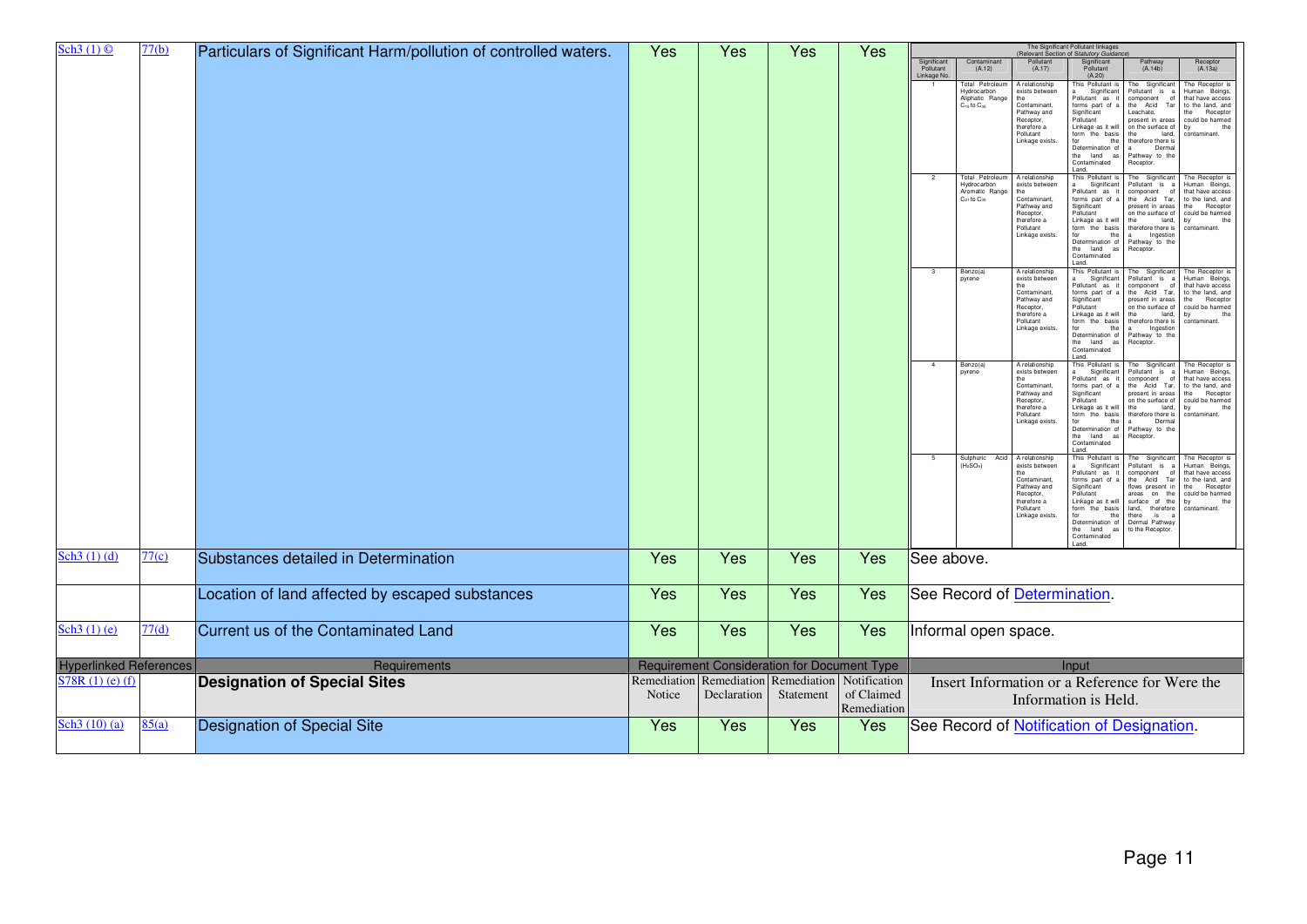| Sch3 (1) © | 77(b) | Particulars of Significant Harm/pollution of controlled waters. | Yes | Yes | Yes | Yes | The Significant Pollutant linkages (Relevant Section of *Statutory Guidance*) |
|---|---|---|---|---|---|---|---|

**The Significant Pollutant linkages (Relevant Section of *Statutory Guidance*)**

| Significant Pollutant Linkage No. | Contaminant (A.12) | Pollutant (A.17) | Significant Pollutant (A.20) | Pathway (A.14b) | Receptor (A.13a) |
|---|---|---|---|---|---|
| 1 | Total Petroleum Hydrocarbon Aliphatic Range $C_{16}$ to $C_{35}$ | A relationship exists between the Contaminant, Pathway and Receptor, therefore a Pollutant Linkage exists. | This Pollutant is a Significant Pollutant as it forms part of a Significant Pollutant Linkage as it will form the basis for the Determination of the land as Contaminated Land. | The Significant Pollutant is a component of the Acid Tar Leachate, present in areas on the surface of the land, therefore there is a Dermal Pathway to the Receptor. | The Receptor is Human Beings, that have access to the land, and the Receptor could be harmed by the contaminant. |
| 2 | Total Petroleum Hydrocarbon Aromatic Range $C_{21}$ to $C_{35}$ | A relationship exists between the Contaminant, Pathway and Receptor, therefore a Pollutant Linkage exists. | This Pollutant is a Significant Pollutant as it forms part of a Significant Pollutant Linkage as it will form the basis for the Determination of the land as Contaminated Land. | The Significant Pollutant is a component of the Acid Tar, present in areas on the surface of the land, therefore there is a Ingestion Pathway to the Receptor. | The Receptor is Human Beings, that have access to the land, and the Receptor could be harmed by the contaminant. |
| 3 | Benzo(a) pyrene | A relationship exists between the Contaminant, Pathway and Receptor, therefore a Pollutant Linkage exists. | This Pollutant is a Significant Pollutant as it forms part of a Significant Pollutant Linkage as it will form the basis for the Determination of the land as Contaminated Land. | The Significant Pollutant is a component of the Acid Tar, present in areas on the surface of the land, therefore there is a Ingestion Pathway to the Receptor. | The Receptor is Human Beings, that have access to the land, and the Receptor could be harmed by the contaminant. |
| 4 | Benzo(a) pyrene | A relationship exists between the Contaminant, Pathway and Receptor, therefore a Pollutant Linkage exists. | This Pollutant is a Significant Pollutant as it forms part of a Significant Pollutant Linkage as it will form the basis for the Determination of the land as Contaminated Land. | The Significant Pollutant is a component of the Acid Tar, present in areas on the surface of the land, therefore there is a Dermal Pathway to the Receptor. | The Receptor is Human Beings, that have access to the land, and the Receptor could be harmed by the contaminant. |
| 5 | Sulphuric Acid ($H_2SO_4$) | A relationship exists between the Contaminant, Pathway and Receptor, therefore a Pollutant Linkage exists. | This Pollutant is a Significant Pollutant as it forms part of a Significant Pollutant Linkage as it will form the basis for the Determination of the land as Contaminated Land. | The Significant Pollutant is a component of the Acid Tar flows present in areas on the surface of the land, therefore there is a Dermal Pathway to the Receptor. | The Receptor is Human Beings, that have access to the land, and the Receptor could be harmed by the contaminant. |

| | | | | | | | |
|---|---|---|---|---|---|---|---|
| Sch3 (1) (d) | 77(c) | Substances detailed in Determination | Yes | Yes | Yes | Yes | See above. |
| | | Location of land affected by escaped substances | Yes | Yes | Yes | Yes | See Record of Determination. |
| Sch3 (1) (e) | 77(d) | Current us of the Contaminated Land | Yes | Yes | Yes | Yes | Informal open space. |
| **Hyperlinked References** | | **Requirements** | **Requirement Consideration for Document Type** | | | | **Input** |
| S78R (1) (e) (f) | | **Designation of Special Sites** | Remediation Notice | Remediation Declaration | Remediation Statement | Notification of Claimed Remediation | Insert Information or a Reference for Were the Information is Held. |
| Sch3 (10) (a) | 85(a) | Designation of Special Site | Yes | Yes | Yes | Yes | See Record of Notification of Designation. |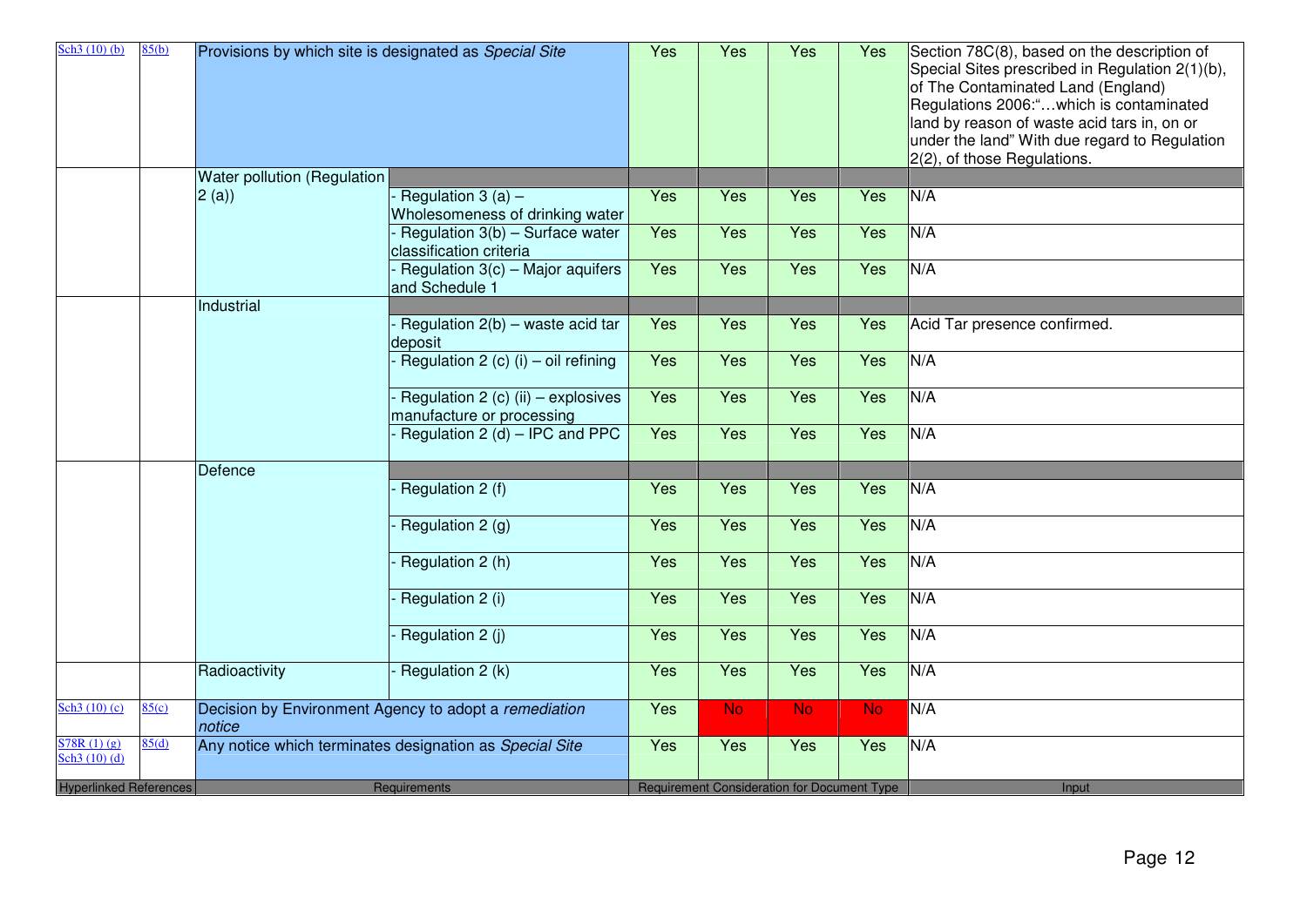| Hyperlinked References | | Requirements | | Requirement Consideration for Document Type | | | | Input |
|---|---|---|---|---|---|---|---|---|
| Sch3 (10) (b) | 85(b) | Provisions by which site is designated as *Special Site* | | Yes | Yes | Yes | Yes | Section 78C(8), based on the description of Special Sites prescribed in Regulation 2(1)(b), of The Contaminated Land (England) Regulations 2006:"…which is contaminated land by reason of waste acid tars in, on or under the land" With due regard to Regulation 2(2), of those Regulations. |
| | | Water pollution (Regulation 2 (a)) | | | | | | |
| | | | - Regulation 3 (a) – Wholesomeness of drinking water | Yes | Yes | Yes | Yes | N/A |
| | | | - Regulation 3(b) – Surface water classification criteria | Yes | Yes | Yes | Yes | N/A |
| | | | - Regulation 3(c) – Major aquifers and Schedule 1 | Yes | Yes | Yes | Yes | N/A |
| | | Industrial | | | | | | |
| | | | - Regulation 2(b) – waste acid tar deposit | Yes | Yes | Yes | Yes | Acid Tar presence confirmed. |
| | | | - Regulation 2 (c) (i) – oil refining | Yes | Yes | Yes | Yes | N/A |
| | | | - Regulation 2 (c) (ii) – explosives manufacture or processing | Yes | Yes | Yes | Yes | N/A |
| | | | - Regulation 2 (d) – IPC and PPC | Yes | Yes | Yes | Yes | N/A |
| | | Defence | | | | | | |
| | | | - Regulation 2 (f) | Yes | Yes | Yes | Yes | N/A |
| | | | - Regulation 2 (g) | Yes | Yes | Yes | Yes | N/A |
| | | | - Regulation 2 (h) | Yes | Yes | Yes | Yes | N/A |
| | | | - Regulation 2 (i) | Yes | Yes | Yes | Yes | N/A |
| | | | - Regulation 2 (j) | Yes | Yes | Yes | Yes | N/A |
| | | Radioactivity | - Regulation 2 (k) | Yes | Yes | Yes | Yes | N/A |
| Sch3 (10) (c) | 85(c) | Decision by Environment Agency to adopt a *remediation notice* | | Yes | No | No | No | N/A |
| S78R (1) (g) Sch3 (10) (d) | 85(d) | Any notice which terminates designation as *Special Site* | | Yes | Yes | Yes | Yes | N/A |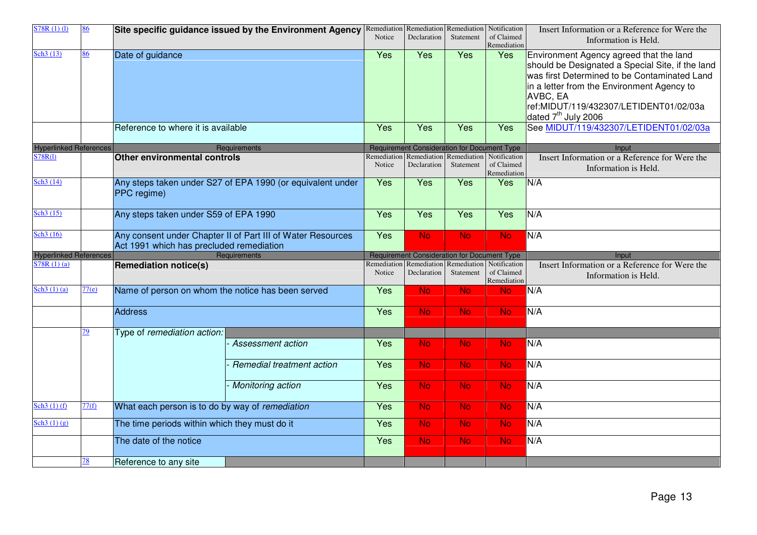| Hyperlinked References | | Requirements | | Requirement Consideration for Document Type | | | | Input |
|---|---|---|---|---|---|---|---|---|
| S78R (1) (l) | 86 | **Site specific guidance issued by the Environment Agency** | | Remediation Notice | Remediation Declaration | Remediation Statement | Notification of Claimed Remediation | Insert Information or a Reference for Were the Information is Held. |
| Sch3 (13) | 86 | Date of guidance | | Yes | Yes | Yes | Yes | Environment Agency agreed that the land should be Designated a Special Site, if the land was first Determined to be Contaminated Land in a letter from the Environment Agency to AVBC, EA ref:MIDUT/119/432307/LETIDENT01/02/03a dated 7th July 2006 |
| | | Reference to where it is available | | Yes | Yes | Yes | Yes | See MIDUT/119/432307/LETIDENT01/02/03a |
| Hyperlinked References | | Requirements | | Requirement Consideration for Document Type | | | | Input |
| S78R(l) | | **Other environmental controls** | | Remediation Notice | Remediation Declaration | Remediation Statement | Notification of Claimed Remediation | Insert Information or a Reference for Were the Information is Held. |
| Sch3 (14) | | Any steps taken under S27 of EPA 1990 (or equivalent under PPC regime) | | Yes | Yes | Yes | Yes | N/A |
| Sch3 (15) | | Any steps taken under S59 of EPA 1990 | | Yes | Yes | Yes | Yes | N/A |
| Sch3 (16) | | Any consent under Chapter II of Part III of Water Resources Act 1991 which has precluded remediation | | Yes | No | No | No | N/A |
| Hyperlinked References | | Requirements | | Requirement Consideration for Document Type | | | | Input |
| S78R (1) (a) | | **Remediation notice(s)** | | Remediation Notice | Remediation Declaration | Remediation Statement | Notification of Claimed Remediation | Insert Information or a Reference for Were the Information is Held. |
| Sch3 (1) (a) | 77(e) | Name of person on whom the notice has been served | | Yes | No | No | No | N/A |
| | | Address | | Yes | No | No | No | N/A |
| | 79 | Type of *remediation action:* | | | | | | |
| | | | - *Assessment action* | Yes | No | No | No | N/A |
| | | | - *Remedial treatment action* | Yes | No | No | No | N/A |
| | | | - *Monitoring action* | Yes | No | No | No | N/A |
| Sch3 (1) (f) | 77(f) | What each person is to do by way of *remediation* | | Yes | No | No | No | N/A |
| Sch3 (1) (g) | | The time periods within which they must do it | | Yes | No | No | No | N/A |
| | | The date of the notice | | Yes | No | No | No | N/A |
| | 78 | Reference to any site | | | | | | |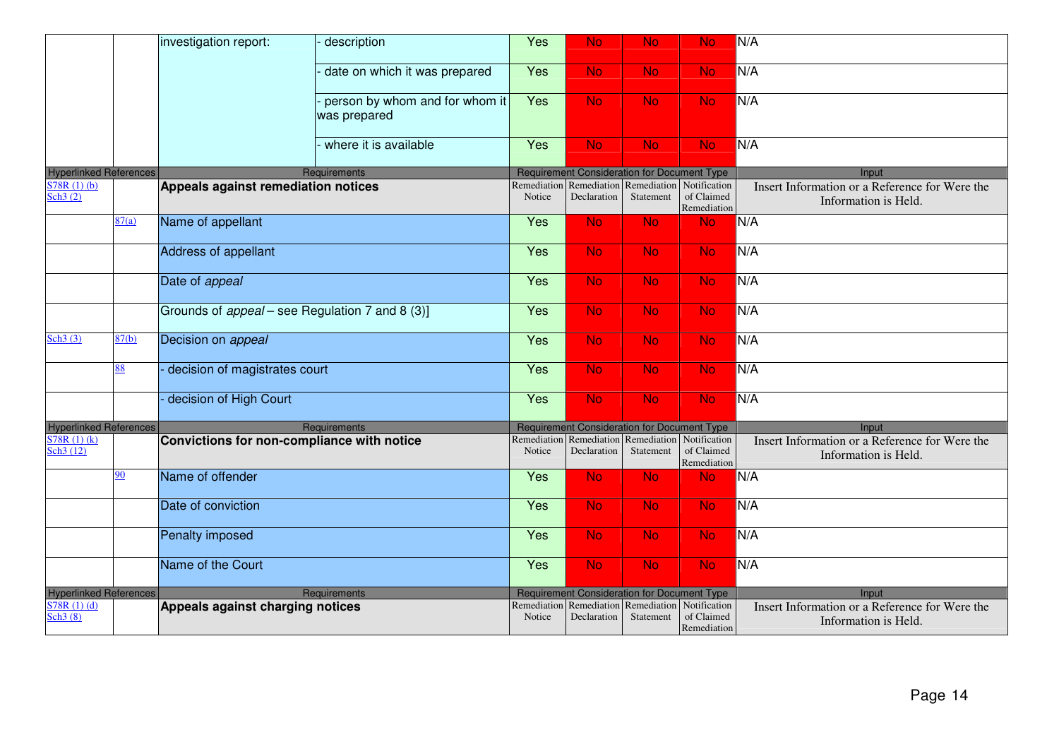| | | | | | | | | |
|---|---|---|---|---|---|---|---|---|
| | | investigation report: | - description | Yes | No | No | No | N/A |
| | | | - date on which it was prepared | Yes | No | No | No | N/A |
| | | | - person by whom and for whom it was prepared | Yes | No | No | No | N/A |
| | | | - where it is available | Yes | No | No | No | N/A |
| Hyperlinked References | | Requirements | | Requirement Consideration for Document Type | | | | Input |
| S78R (1) (b) Sch3 (2) | | **Appeals against remediation notices** | | Remediation Notice | Remediation Declaration | Remediation Statement | Notification of Claimed Remediation | Insert Information or a Reference for Were the Information is Held. |
| | 87(a) | Name of appellant | | Yes | No | No | No | N/A |
| | | Address of appellant | | Yes | No | No | No | N/A |
| | | Date of *appeal* | | Yes | No | No | No | N/A |
| | | Grounds of *appeal* – see Regulation 7 and 8 (3)] | | Yes | No | No | No | N/A |
| Sch3 (3) | 87(b) | Decision on *appeal* | | Yes | No | No | No | N/A |
| | 88 | - decision of magistrates court | | Yes | No | No | No | N/A |
| | | - decision of High Court | | Yes | No | No | No | N/A |
| Hyperlinked References | | Requirements | | Requirement Consideration for Document Type | | | | Input |
| S78R (1) (k) Sch3 (12) | | **Convictions for non-compliance with notice** | | Remediation Notice | Remediation Declaration | Remediation Statement | Notification of Claimed Remediation | Insert Information or a Reference for Were the Information is Held. |
| | 90 | Name of offender | | Yes | No | No | No | N/A |
| | | Date of conviction | | Yes | No | No | No | N/A |
| | | Penalty imposed | | Yes | No | No | No | N/A |
| | | Name of the Court | | Yes | No | No | No | N/A |
| Hyperlinked References | | Requirements | | Requirement Consideration for Document Type | | | | Input |
| S78R (1) (d) Sch3 (8) | | **Appeals against charging notices** | | Remediation Notice | Remediation Declaration | Remediation Statement | Notification of Claimed Remediation | Insert Information or a Reference for Were the Information is Held. |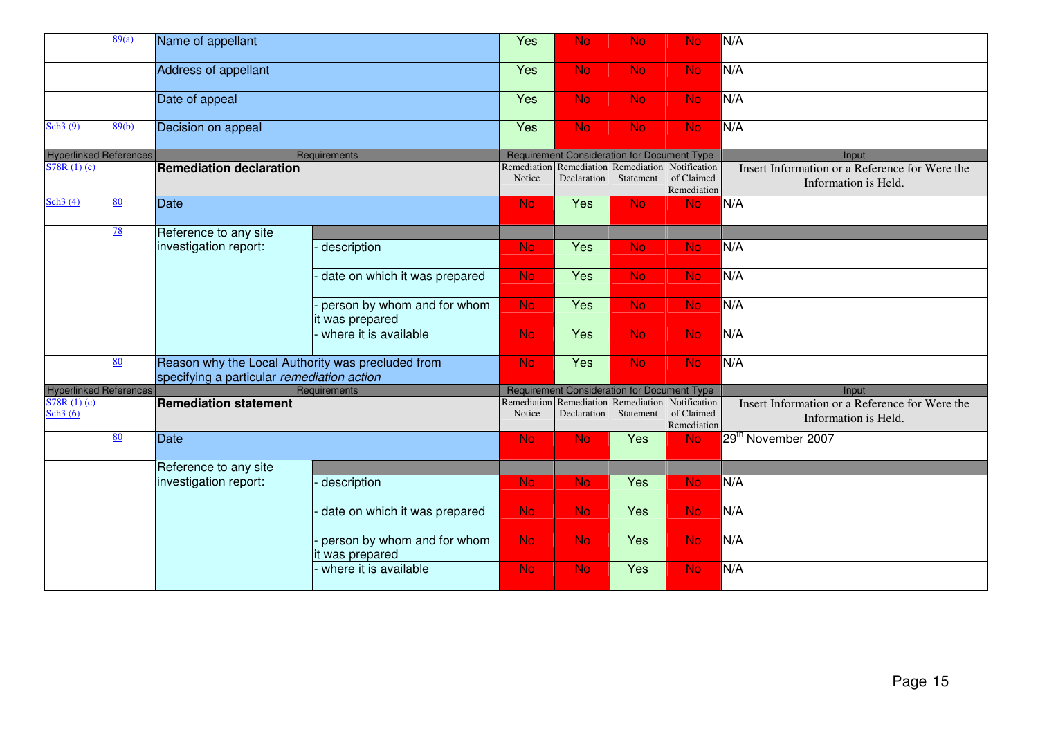| | | | | | | | | |
|---|---|---|---|---|---|---|---|---|
| | 89(a) | Name of appellant | | Yes | No | No | No | N/A |
| | | Address of appellant | | Yes | No | No | No | N/A |
| | | Date of appeal | | Yes | No | No | No | N/A |
| Sch3 (9) | 89(b) | Decision on appeal | | Yes | No | No | No | N/A |

| Hyperlinked References | | Requirements | | Requirement Consideration for Document Type | | | | Input |
|---|---|---|---|---|---|---|---|---|
| S78R (1) (c) | | **Remediation declaration** | | Remediation Notice | Remediation Declaration | Remediation Statement | Notification of Claimed Remediation | Insert Information or a Reference for Were the Information is Held. |
| Sch3 (4) | 80 | Date | | No | Yes | No | No | N/A |
| | 78 | Reference to any site investigation report: | | | | | | |
| | | | - description | No | Yes | No | No | N/A |
| | | | - date on which it was prepared | No | Yes | No | No | N/A |
| | | | - person by whom and for whom it was prepared | No | Yes | No | No | N/A |
| | | | - where it is available | No | Yes | No | No | N/A |
| | 80 | Reason why the Local Authority was precluded from specifying a particular *remediation action* | | No | Yes | No | No | N/A |

| Hyperlinked References | | Requirements | | Requirement Consideration for Document Type | | | | Input |
|---|---|---|---|---|---|---|---|---|
| S78R (1) (c) Sch3 (6) | | **Remediation statement** | | Remediation Notice | Remediation Declaration | Remediation Statement | Notification of Claimed Remediation | Insert Information or a Reference for Were the Information is Held. |
| | 80 | Date | | No | No | Yes | No | 29th November 2007 |
| | | Reference to any site investigation report: | | | | | | |
| | | | - description | No | No | Yes | No | N/A |
| | | | - date on which it was prepared | No | No | Yes | No | N/A |
| | | | - person by whom and for whom it was prepared | No | No | Yes | No | N/A |
| | | | - where it is available | No | No | Yes | No | N/A |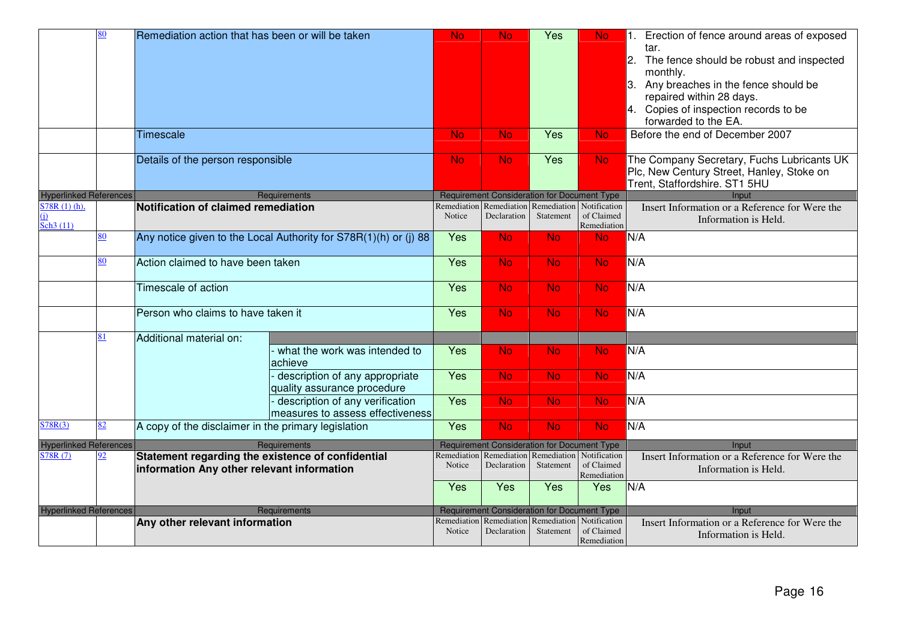| Hyperlinked References | | Requirements | | Remediation Notice | Remediation Declaration | Remediation Statement | Notification of Claimed Remediation | Input |
|---|---|---|---|---|---|---|---|---|
| | 80 | Remediation action that has been or will be taken | | No | No | Yes | No | 1. Erection of fence around areas of exposed tar. 2. The fence should be robust and inspected monthly. 3. Any breaches in the fence should be repaired within 28 days. 4. Copies of inspection records to be forwarded to the EA. |
| | | Timescale | | No | No | Yes | No | Before the end of December 2007 |
| | | Details of the person responsible | | No | No | Yes | No | The Company Secretary, Fuchs Lubricants UK Plc, New Century Street, Hanley, Stoke on Trent, Staffordshire. ST1 5HU |
| Hyperlinked References | | Requirements | | Requirement Consideration for Document Type | | | | Input |
| S78R (1) (h), (j) Sch3 (11) | | **Notification of claimed remediation** | | Remediation Notice | Remediation Declaration | Remediation Statement | Notification of Claimed Remediation | Insert Information or a Reference for Were the Information is Held. |
| | 80 | Any notice given to the Local Authority for S78R(1)(h) or (j) 88 | | Yes | No | No | No | N/A |
| | 80 | Action claimed to have been taken | | Yes | No | No | No | N/A |
| | | Timescale of action | | Yes | No | No | No | N/A |
| | | Person who claims to have taken it | | Yes | No | No | No | N/A |
| | 81 | Additional material on: | | | | | | |
| | | | - what the work was intended to achieve | Yes | No | No | No | N/A |
| | | | - description of any appropriate quality assurance procedure | Yes | No | No | No | N/A |
| | | | - description of any verification measures to assess effectiveness | Yes | No | No | No | N/A |
| S78R(3) | 82 | A copy of the disclaimer in the primary legislation | | Yes | No | No | No | N/A |
| Hyperlinked References | | Requirements | | Requirement Consideration for Document Type | | | | Input |
| S78R (7) | 92 | **Statement regarding the existence of confidential information Any other relevant information** | | Remediation Notice | Remediation Declaration | Remediation Statement | Notification of Claimed Remediation | Insert Information or a Reference for Were the Information is Held. |
| | | | | Yes | Yes | Yes | Yes | N/A |
| Hyperlinked References | | Requirements | | Requirement Consideration for Document Type | | | | Input |
| | | **Any other relevant information** | | Remediation Notice | Remediation Declaration | Remediation Statement | Notification of Claimed Remediation | Insert Information or a Reference for Were the Information is Held. |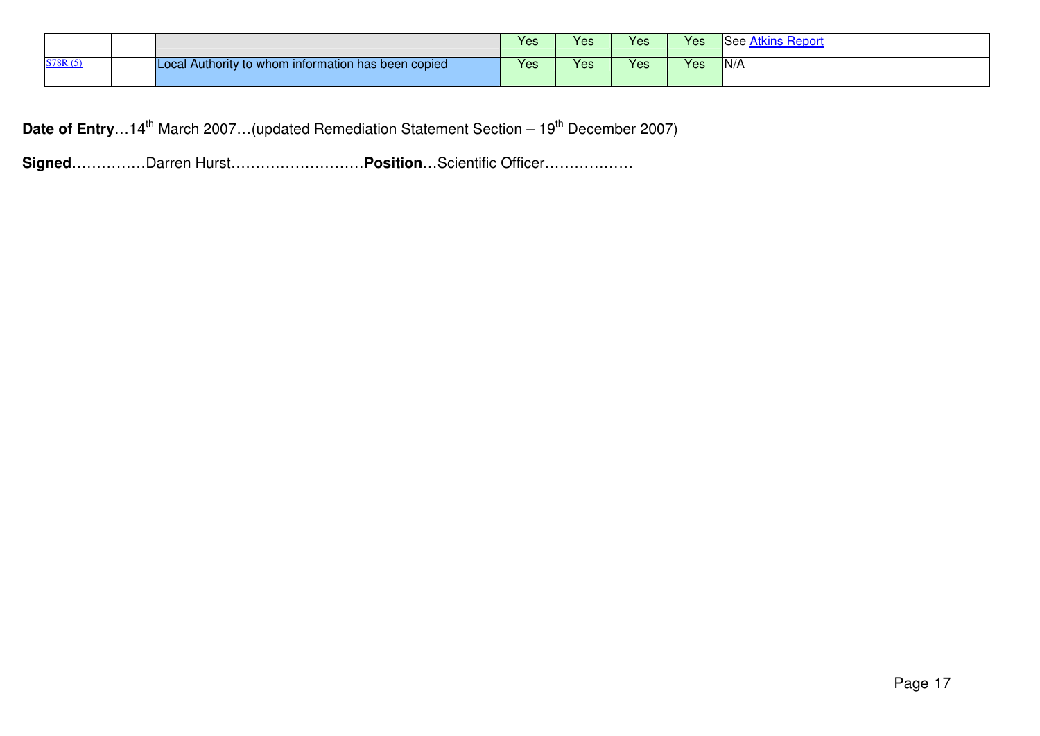| | | | | | | | |
|---|---|---|---|---|---|---|---|
| | | | Yes | Yes | Yes | Yes | See Atkins Report |
| S78R (5) | | Local Authority to whom information has been copied | Yes | Yes | Yes | Yes | N/A |

**Date of Entry**…14th March 2007…(updated Remediation Statement Section – 19th December 2007)

**Signed**……………Darren Hurst………………………**Position**…Scientific Officer………………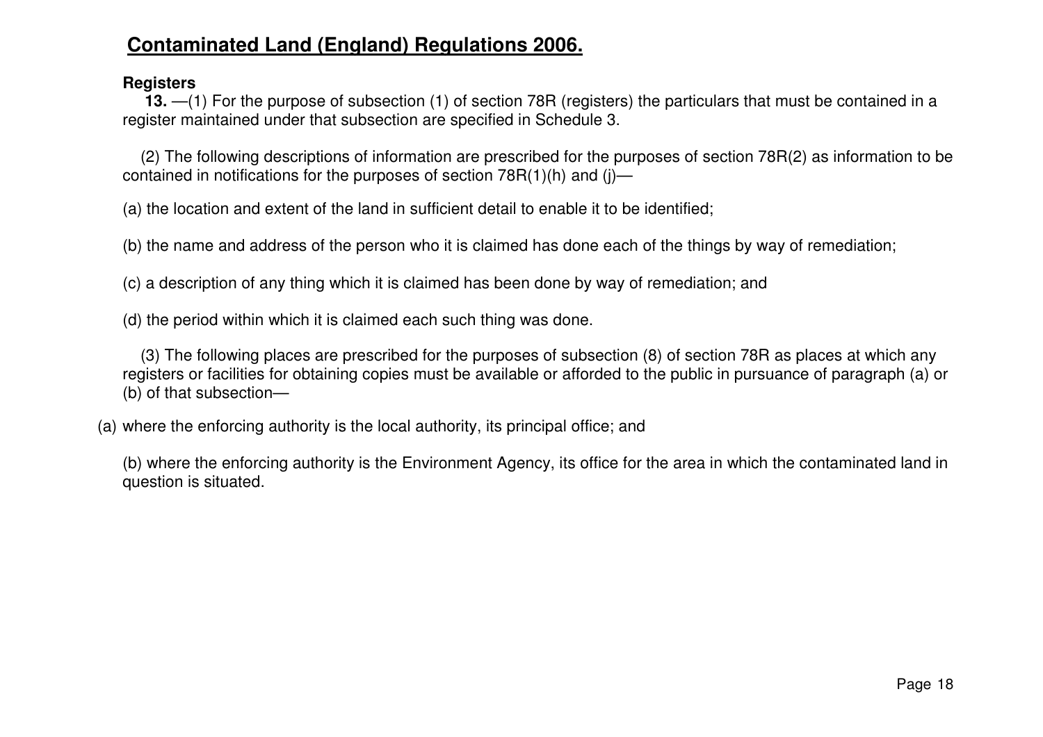# **Contaminated Land (England) Regulations 2006.**

**Registers**

**13.** —(1) For the purpose of subsection (1) of section 78R (registers) the particulars that must be contained in a register maintained under that subsection are specified in Schedule 3.

(2) The following descriptions of information are prescribed for the purposes of section 78R(2) as information to be contained in notifications for the purposes of section 78R(1)(h) and (j)—

(a) the location and extent of the land in sufficient detail to enable it to be identified;

(b) the name and address of the person who it is claimed has done each of the things by way of remediation;

(c) a description of any thing which it is claimed has been done by way of remediation; and

(d) the period within which it is claimed each such thing was done.

(3) The following places are prescribed for the purposes of subsection (8) of section 78R as places at which any registers or facilities for obtaining copies must be available or afforded to the public in pursuance of paragraph (a) or (b) of that subsection—

(a) where the enforcing authority is the local authority, its principal office; and

(b) where the enforcing authority is the Environment Agency, its office for the area in which the contaminated land in question is situated.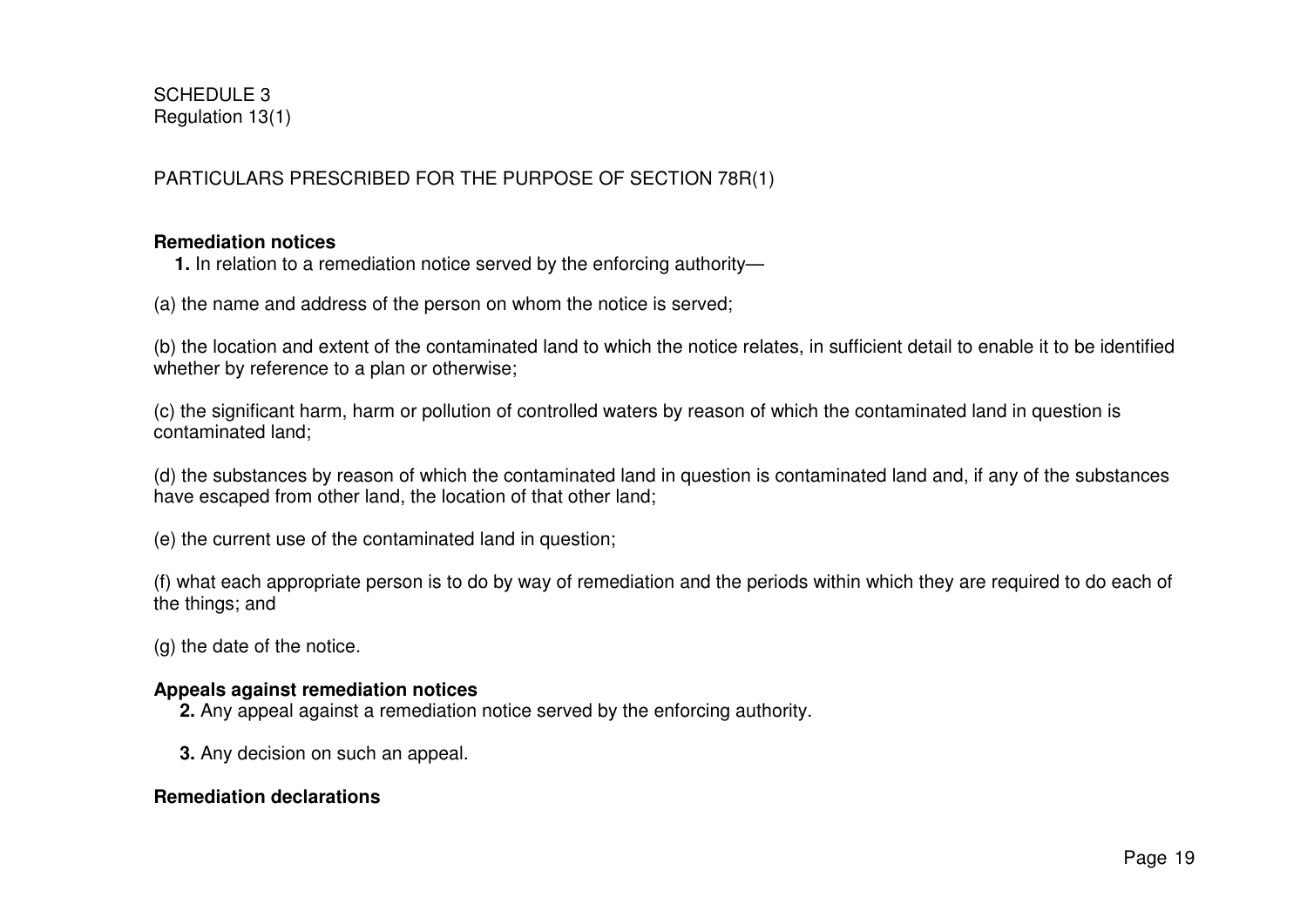SCHEDULE 3
Regulation 13(1)

PARTICULARS PRESCRIBED FOR THE PURPOSE OF SECTION 78R(1)

**Remediation notices**

**1.** In relation to a remediation notice served by the enforcing authority—

(a) the name and address of the person on whom the notice is served;

(b) the location and extent of the contaminated land to which the notice relates, in sufficient detail to enable it to be identified whether by reference to a plan or otherwise;

(c) the significant harm, harm or pollution of controlled waters by reason of which the contaminated land in question is contaminated land;

(d) the substances by reason of which the contaminated land in question is contaminated land and, if any of the substances have escaped from other land, the location of that other land;

(e) the current use of the contaminated land in question;

(f) what each appropriate person is to do by way of remediation and the periods within which they are required to do each of the things; and

(g) the date of the notice.

**Appeals against remediation notices**

**2.** Any appeal against a remediation notice served by the enforcing authority.

**3.** Any decision on such an appeal.

**Remediation declarations**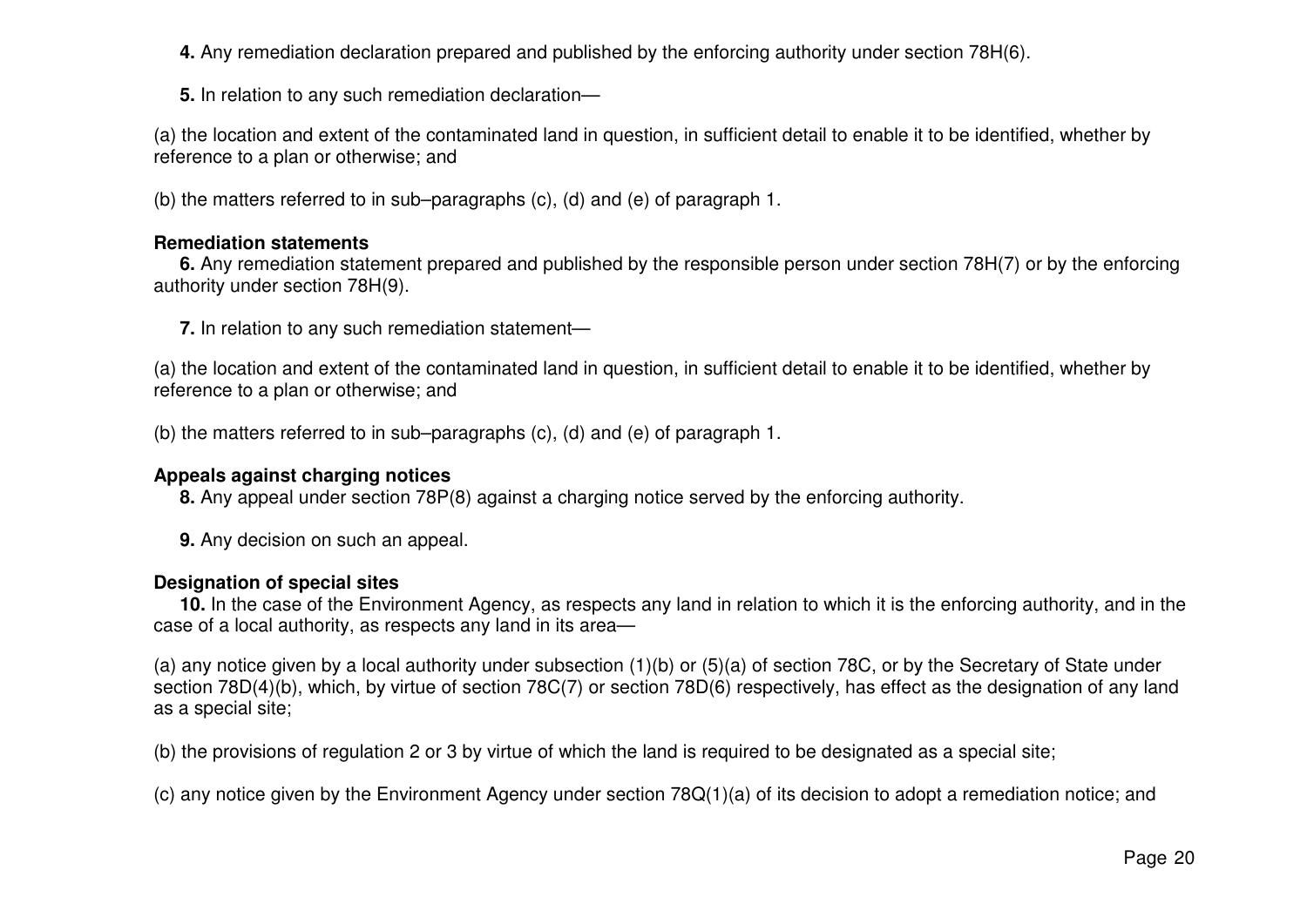**4.** Any remediation declaration prepared and published by the enforcing authority under section 78H(6).

**5.** In relation to any such remediation declaration—

(a) the location and extent of the contaminated land in question, in sufficient detail to enable it to be identified, whether by reference to a plan or otherwise; and

(b) the matters referred to in sub–paragraphs (c), (d) and (e) of paragraph 1.

**Remediation statements**

**6.** Any remediation statement prepared and published by the responsible person under section 78H(7) or by the enforcing authority under section 78H(9).

**7.** In relation to any such remediation statement—

(a) the location and extent of the contaminated land in question, in sufficient detail to enable it to be identified, whether by reference to a plan or otherwise; and

(b) the matters referred to in sub–paragraphs (c), (d) and (e) of paragraph 1.

**Appeals against charging notices**

**8.** Any appeal under section 78P(8) against a charging notice served by the enforcing authority.

**9.** Any decision on such an appeal.

**Designation of special sites**

**10.** In the case of the Environment Agency, as respects any land in relation to which it is the enforcing authority, and in the case of a local authority, as respects any land in its area—

(a) any notice given by a local authority under subsection (1)(b) or (5)(a) of section 78C, or by the Secretary of State under section 78D(4)(b), which, by virtue of section 78C(7) or section 78D(6) respectively, has effect as the designation of any land as a special site;

(b) the provisions of regulation 2 or 3 by virtue of which the land is required to be designated as a special site;

(c) any notice given by the Environment Agency under section 78Q(1)(a) of its decision to adopt a remediation notice; and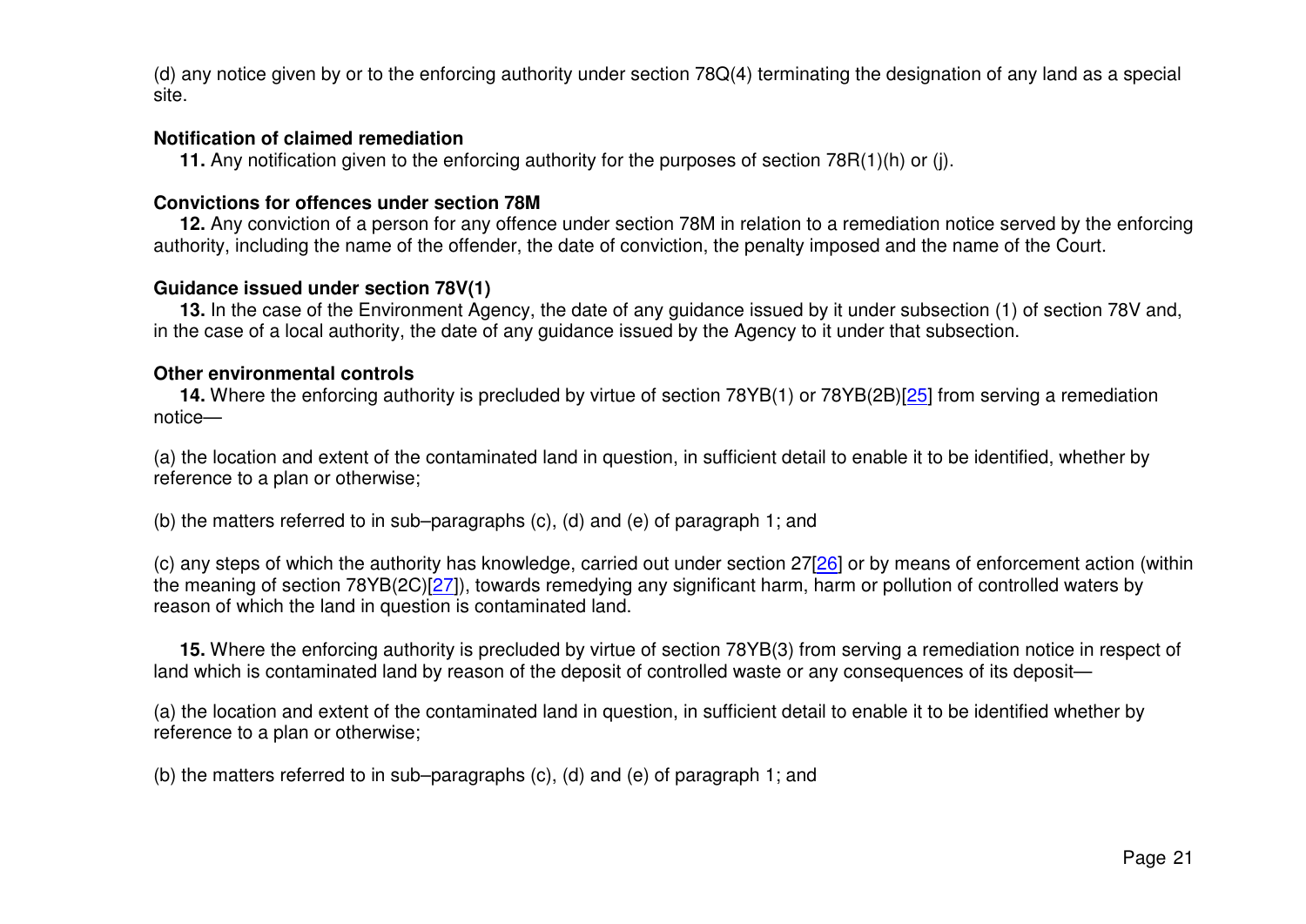(d) any notice given by or to the enforcing authority under section 78Q(4) terminating the designation of any land as a special site.

**Notification of claimed remediation**

**11.** Any notification given to the enforcing authority for the purposes of section 78R(1)(h) or (j).

**Convictions for offences under section 78M**

**12.** Any conviction of a person for any offence under section 78M in relation to a remediation notice served by the enforcing authority, including the name of the offender, the date of conviction, the penalty imposed and the name of the Court.

**Guidance issued under section 78V(1)**

**13.** In the case of the Environment Agency, the date of any guidance issued by it under subsection (1) of section 78V and, in the case of a local authority, the date of any guidance issued by the Agency to it under that subsection.

**Other environmental controls**

**14.** Where the enforcing authority is precluded by virtue of section 78YB(1) or 78YB(2B)[25] from serving a remediation notice—

(a) the location and extent of the contaminated land in question, in sufficient detail to enable it to be identified, whether by reference to a plan or otherwise;

(b) the matters referred to in sub–paragraphs (c), (d) and (e) of paragraph 1; and

(c) any steps of which the authority has knowledge, carried out under section 27[26] or by means of enforcement action (within the meaning of section 78YB(2C)[27]), towards remedying any significant harm, harm or pollution of controlled waters by reason of which the land in question is contaminated land.

**15.** Where the enforcing authority is precluded by virtue of section 78YB(3) from serving a remediation notice in respect of land which is contaminated land by reason of the deposit of controlled waste or any consequences of its deposit—

(a) the location and extent of the contaminated land in question, in sufficient detail to enable it to be identified whether by reference to a plan or otherwise;

(b) the matters referred to in sub–paragraphs (c), (d) and (e) of paragraph 1; and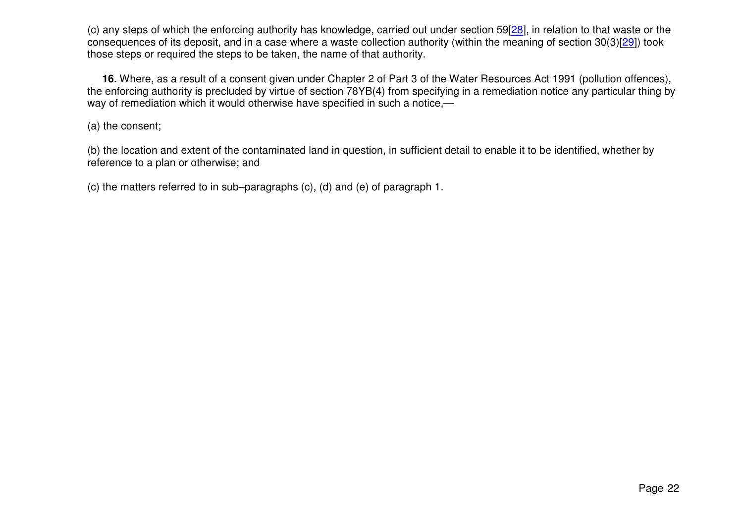(c) any steps of which the enforcing authority has knowledge, carried out under section 59[28], in relation to that waste or the consequences of its deposit, and in a case where a waste collection authority (within the meaning of section 30(3)[29]) took those steps or required the steps to be taken, the name of that authority.

**16.** Where, as a result of a consent given under Chapter 2 of Part 3 of the Water Resources Act 1991 (pollution offences), the enforcing authority is precluded by virtue of section 78YB(4) from specifying in a remediation notice any particular thing by way of remediation which it would otherwise have specified in such a notice,—

(a) the consent;

(b) the location and extent of the contaminated land in question, in sufficient detail to enable it to be identified, whether by reference to a plan or otherwise; and

(c) the matters referred to in sub–paragraphs (c), (d) and (e) of paragraph 1.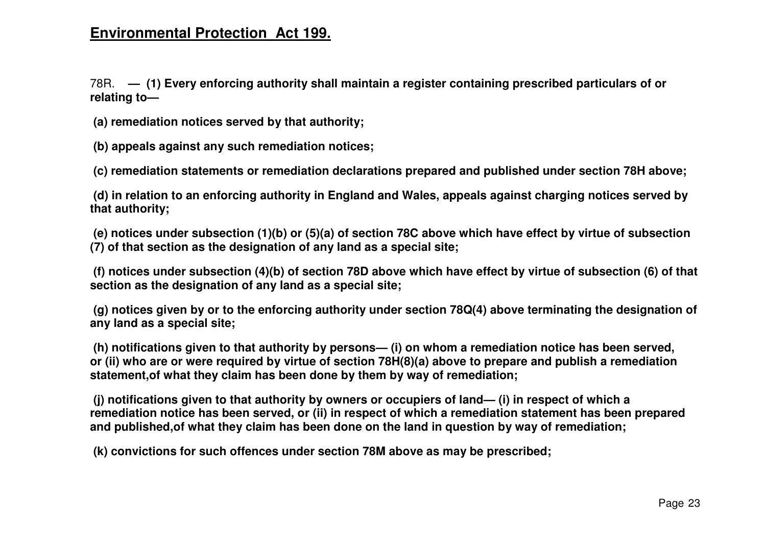## **Environmental Protection Act 199.**

78R. **— (1) Every enforcing authority shall maintain a register containing prescribed particulars of or relating to—**

**(a) remediation notices served by that authority;**

**(b) appeals against any such remediation notices;**

**(c) remediation statements or remediation declarations prepared and published under section 78H above;**

**(d) in relation to an enforcing authority in England and Wales, appeals against charging notices served by that authority;**

**(e) notices under subsection (1)(b) or (5)(a) of section 78C above which have effect by virtue of subsection (7) of that section as the designation of any land as a special site;**

**(f) notices under subsection (4)(b) of section 78D above which have effect by virtue of subsection (6) of that section as the designation of any land as a special site;**

**(g) notices given by or to the enforcing authority under section 78Q(4) above terminating the designation of any land as a special site;**

**(h) notifications given to that authority by persons— (i) on whom a remediation notice has been served, or (ii) who are or were required by virtue of section 78H(8)(a) above to prepare and publish a remediation statement,of what they claim has been done by them by way of remediation;**

**(j) notifications given to that authority by owners or occupiers of land— (i) in respect of which a remediation notice has been served, or (ii) in respect of which a remediation statement has been prepared and published,of what they claim has been done on the land in question by way of remediation;**

**(k) convictions for such offences under section 78M above as may be prescribed;**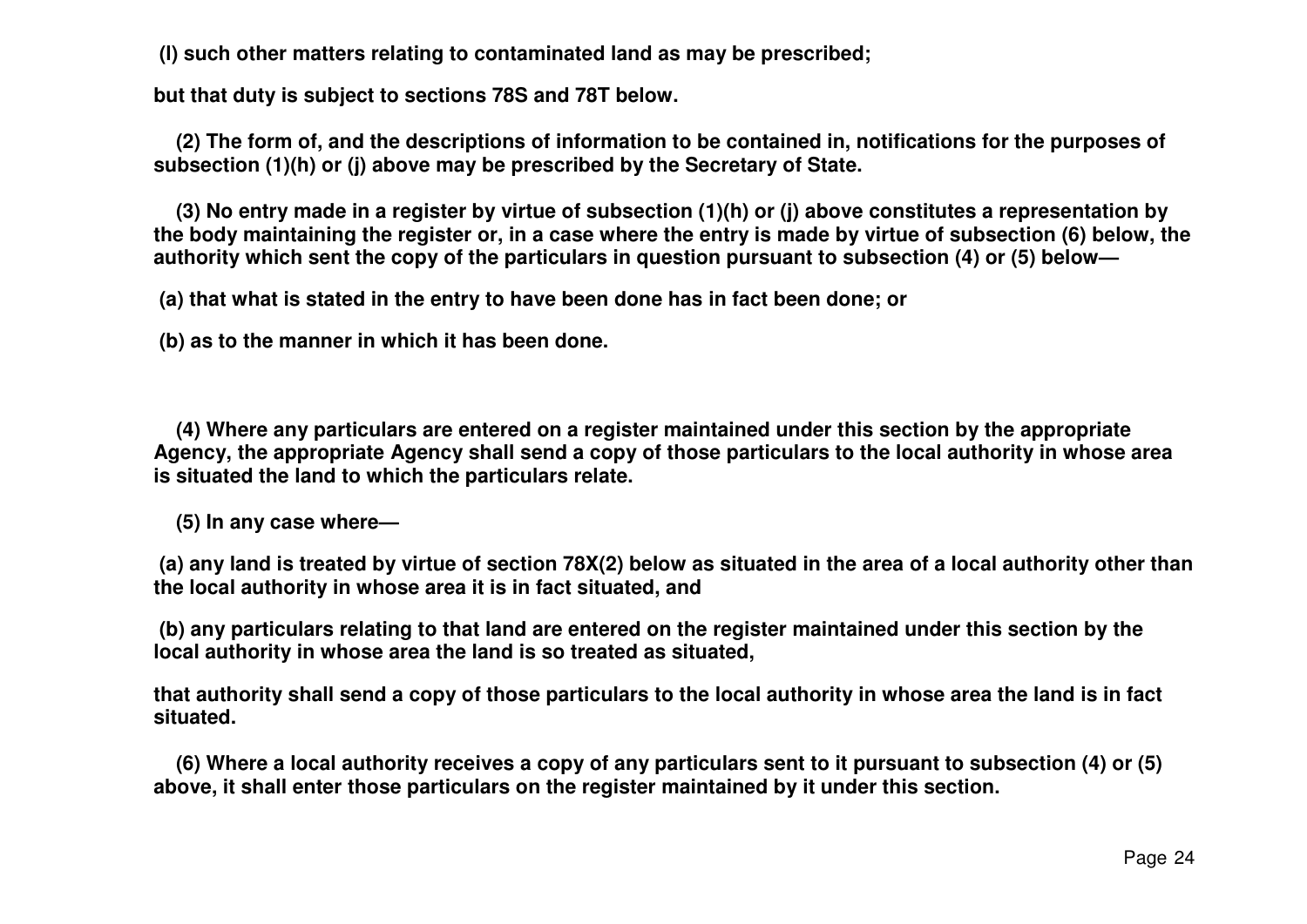**(l) such other matters relating to contaminated land as may be prescribed;**

**but that duty is subject to sections 78S and 78T below.**

**(2) The form of, and the descriptions of information to be contained in, notifications for the purposes of subsection (1)(h) or (j) above may be prescribed by the Secretary of State.**

**(3) No entry made in a register by virtue of subsection (1)(h) or (j) above constitutes a representation by the body maintaining the register or, in a case where the entry is made by virtue of subsection (6) below, the authority which sent the copy of the particulars in question pursuant to subsection (4) or (5) below—**

**(a) that what is stated in the entry to have been done has in fact been done; or**

**(b) as to the manner in which it has been done.**

**(4) Where any particulars are entered on a register maintained under this section by the appropriate Agency, the appropriate Agency shall send a copy of those particulars to the local authority in whose area is situated the land to which the particulars relate.**

**(5) In any case where—**

**(a) any land is treated by virtue of section 78X(2) below as situated in the area of a local authority other than the local authority in whose area it is in fact situated, and**

**(b) any particulars relating to that land are entered on the register maintained under this section by the local authority in whose area the land is so treated as situated,**

**that authority shall send a copy of those particulars to the local authority in whose area the land is in fact situated.**

**(6) Where a local authority receives a copy of any particulars sent to it pursuant to subsection (4) or (5) above, it shall enter those particulars on the register maintained by it under this section.**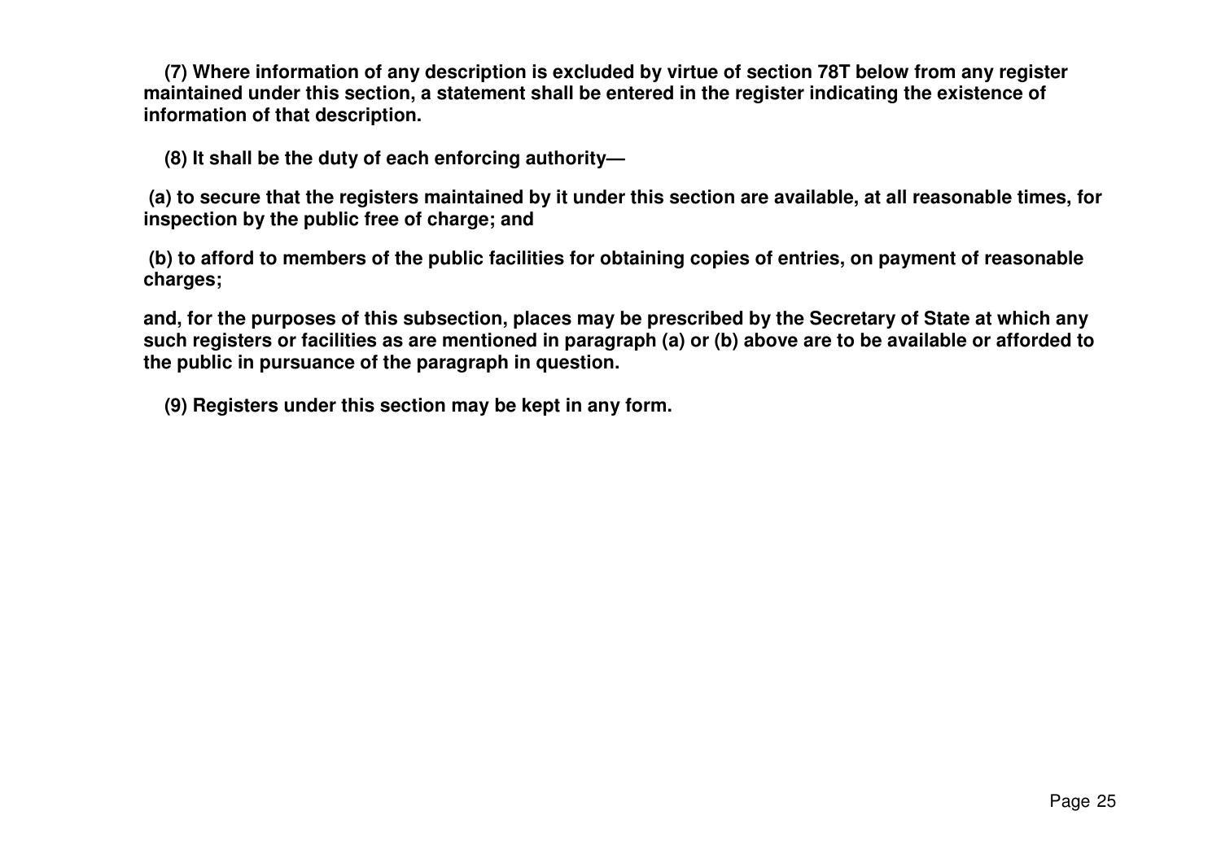**(7) Where information of any description is excluded by virtue of section 78T below from any register maintained under this section, a statement shall be entered in the register indicating the existence of information of that description.**

**(8) It shall be the duty of each enforcing authority—**

**(a) to secure that the registers maintained by it under this section are available, at all reasonable times, for inspection by the public free of charge; and**

**(b) to afford to members of the public facilities for obtaining copies of entries, on payment of reasonable charges;**

**and, for the purposes of this subsection, places may be prescribed by the Secretary of State at which any such registers or facilities as are mentioned in paragraph (a) or (b) above are to be available or afforded to the public in pursuance of the paragraph in question.**

**(9) Registers under this section may be kept in any form.**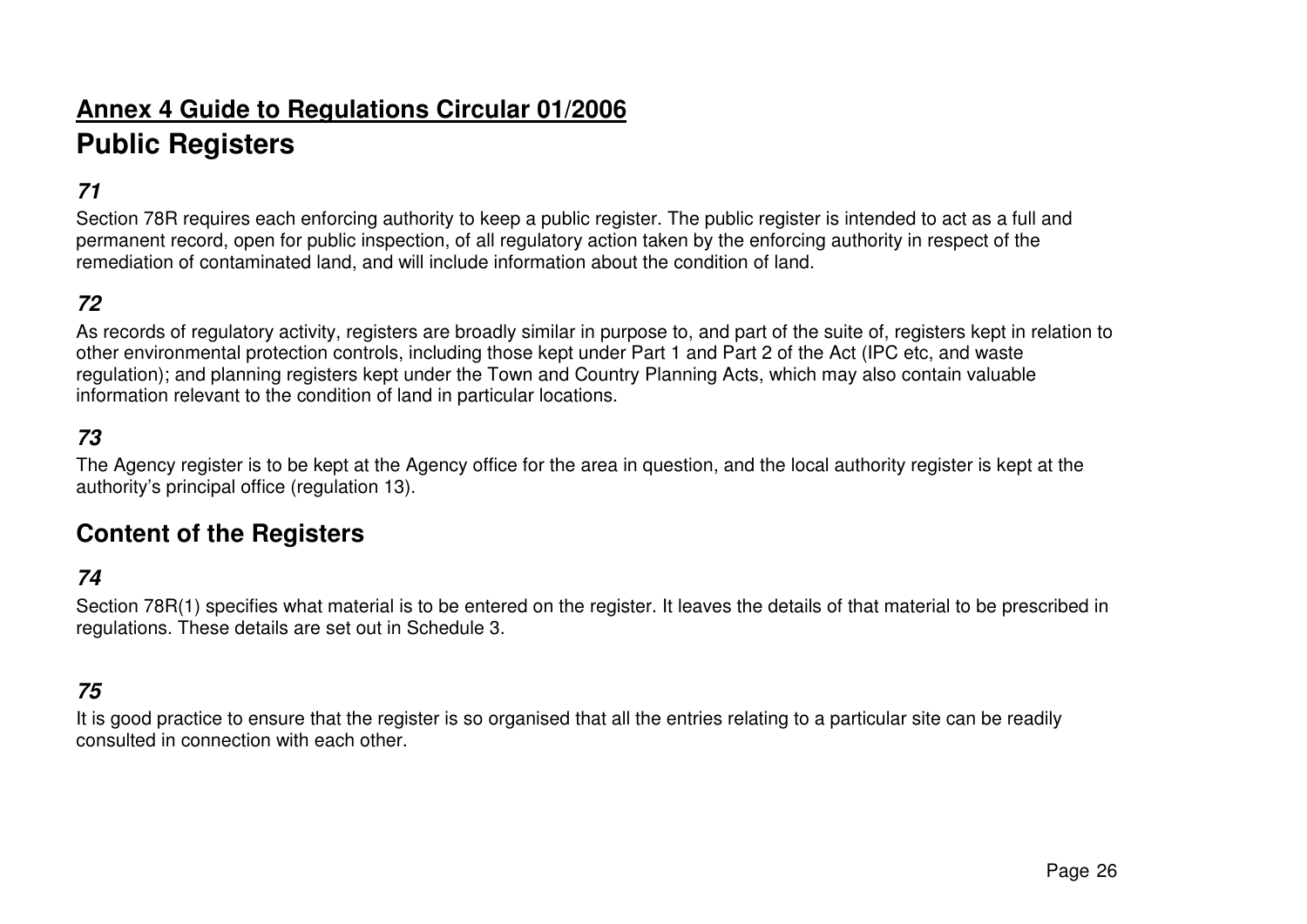**Annex 4 Guide to Regulations Circular 01/2006**

# Public Registers

### *71*

Section 78R requires each enforcing authority to keep a public register. The public register is intended to act as a full and permanent record, open for public inspection, of all regulatory action taken by the enforcing authority in respect of the remediation of contaminated land, and will include information about the condition of land.

### *72*

As records of regulatory activity, registers are broadly similar in purpose to, and part of the suite of, registers kept in relation to other environmental protection controls, including those kept under Part 1 and Part 2 of the Act (IPC etc, and waste regulation); and planning registers kept under the Town and Country Planning Acts, which may also contain valuable information relevant to the condition of land in particular locations.

### *73*

The Agency register is to be kept at the Agency office for the area in question, and the local authority register is kept at the authority's principal office (regulation 13).

## Content of the Registers

### *74*

Section 78R(1) specifies what material is to be entered on the register. It leaves the details of that material to be prescribed in regulations. These details are set out in Schedule 3.

### *75*

It is good practice to ensure that the register is so organised that all the entries relating to a particular site can be readily consulted in connection with each other.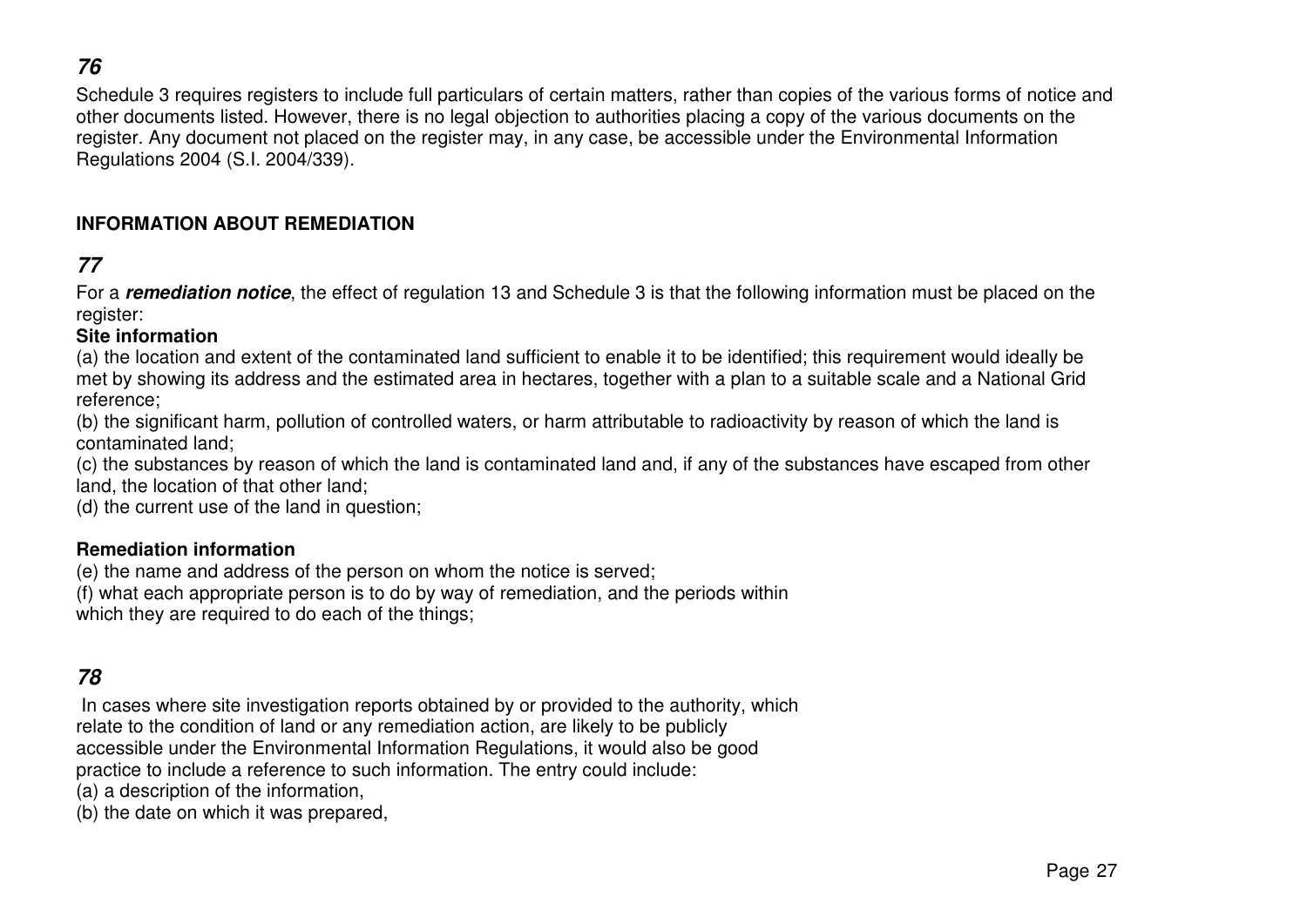### *76*

Schedule 3 requires registers to include full particulars of certain matters, rather than copies of the various forms of notice and other documents listed. However, there is no legal objection to authorities placing a copy of the various documents on the register. Any document not placed on the register may, in any case, be accessible under the Environmental Information Regulations 2004 (S.I. 2004/339).

**INFORMATION ABOUT REMEDIATION**

### *77*

For a ***remediation notice***, the effect of regulation 13 and Schedule 3 is that the following information must be placed on the register:

**Site information**

(a) the location and extent of the contaminated land sufficient to enable it to be identified; this requirement would ideally be met by showing its address and the estimated area in hectares, together with a plan to a suitable scale and a National Grid reference;

(b) the significant harm, pollution of controlled waters, or harm attributable to radioactivity by reason of which the land is contaminated land;

(c) the substances by reason of which the land is contaminated land and, if any of the substances have escaped from other land, the location of that other land;

(d) the current use of the land in question;

**Remediation information**

(e) the name and address of the person on whom the notice is served;

(f) what each appropriate person is to do by way of remediation, and the periods within which they are required to do each of the things;

### *78*

In cases where site investigation reports obtained by or provided to the authority, which relate to the condition of land or any remediation action, are likely to be publicly accessible under the Environmental Information Regulations, it would also be good practice to include a reference to such information. The entry could include:

(a) a description of the information,

(b) the date on which it was prepared,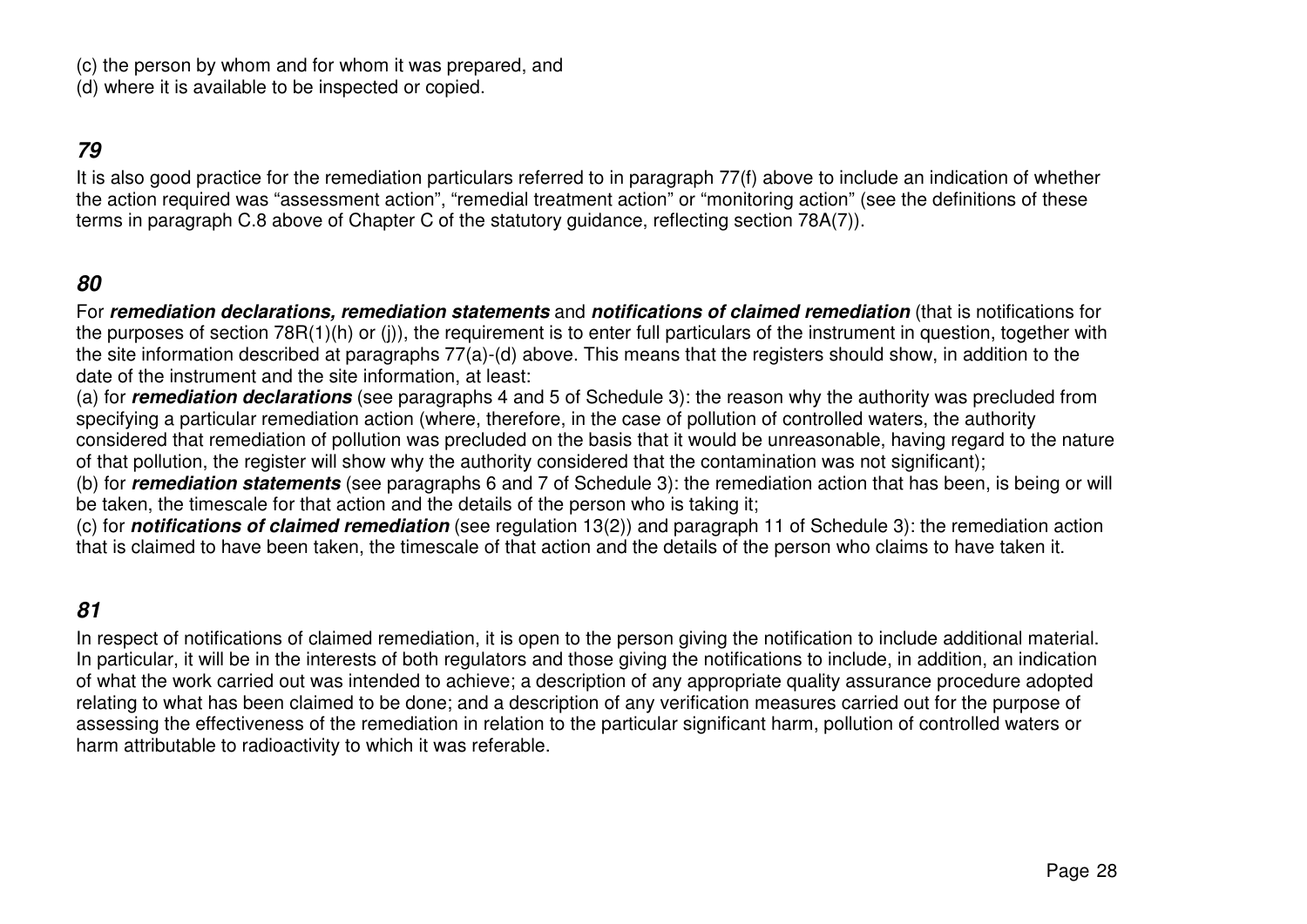(c) the person by whom and for whom it was prepared, and
(d) where it is available to be inspected or copied.

### *79*

It is also good practice for the remediation particulars referred to in paragraph 77(f) above to include an indication of whether the action required was "assessment action", "remedial treatment action" or "monitoring action" (see the definitions of these terms in paragraph C.8 above of Chapter C of the statutory guidance, reflecting section 78A(7)).

### *80*

For ***remediation declarations, remediation statements*** and ***notifications of claimed remediation*** (that is notifications for the purposes of section 78R(1)(h) or (j)), the requirement is to enter full particulars of the instrument in question, together with the site information described at paragraphs 77(a)-(d) above. This means that the registers should show, in addition to the date of the instrument and the site information, at least:
(a) for ***remediation declarations*** (see paragraphs 4 and 5 of Schedule 3): the reason why the authority was precluded from specifying a particular remediation action (where, therefore, in the case of pollution of controlled waters, the authority considered that remediation of pollution was precluded on the basis that it would be unreasonable, having regard to the nature of that pollution, the register will show why the authority considered that the contamination was not significant);
(b) for ***remediation statements*** (see paragraphs 6 and 7 of Schedule 3): the remediation action that has been, is being or will be taken, the timescale for that action and the details of the person who is taking it;
(c) for ***notifications of claimed remediation*** (see regulation 13(2)) and paragraph 11 of Schedule 3): the remediation action that is claimed to have been taken, the timescale of that action and the details of the person who claims to have taken it.

### *81*

In respect of notifications of claimed remediation, it is open to the person giving the notification to include additional material. In particular, it will be in the interests of both regulators and those giving the notifications to include, in addition, an indication of what the work carried out was intended to achieve; a description of any appropriate quality assurance procedure adopted relating to what has been claimed to be done; and a description of any verification measures carried out for the purpose of assessing the effectiveness of the remediation in relation to the particular significant harm, pollution of controlled waters or harm attributable to radioactivity to which it was referable.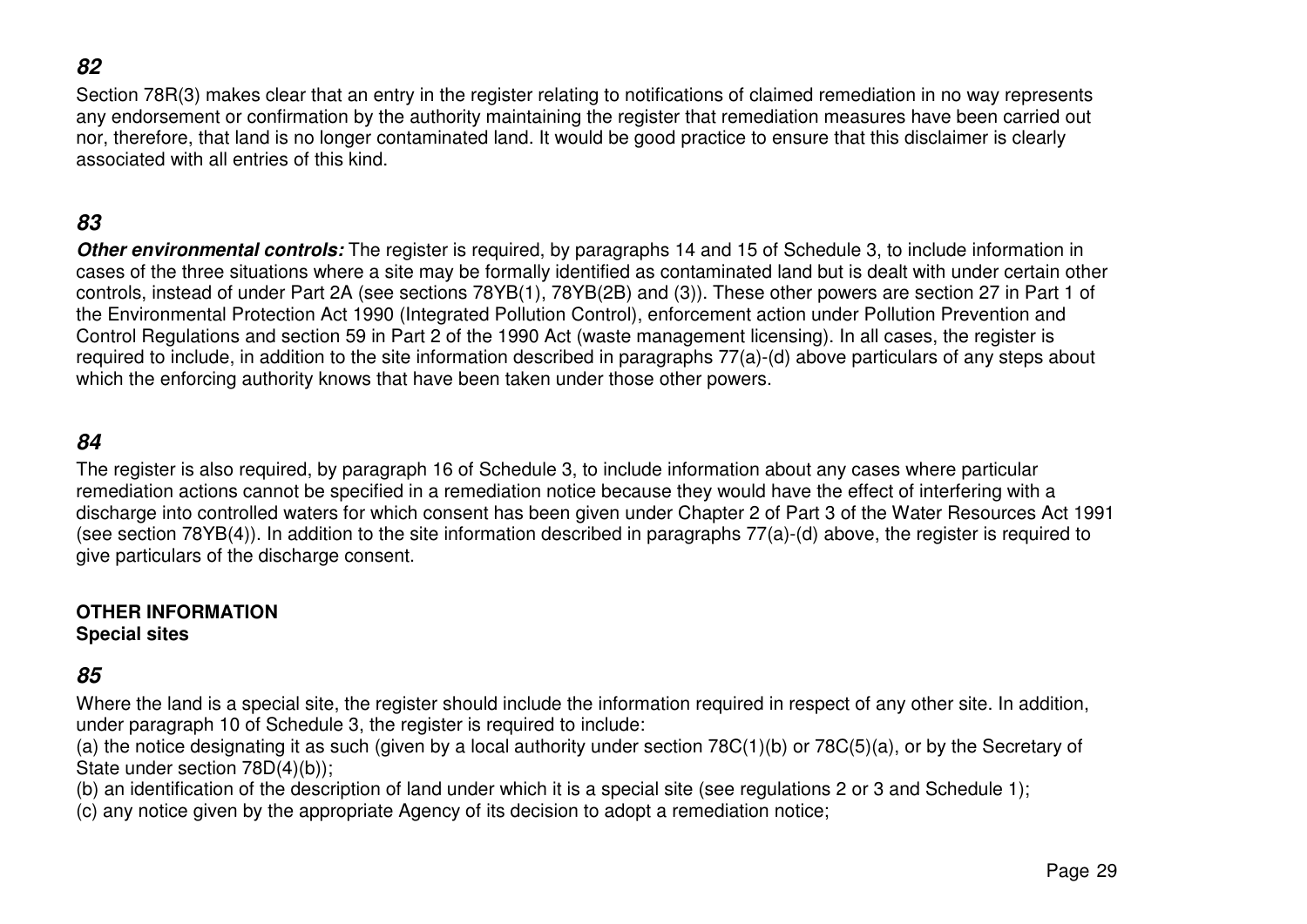### *82*

Section 78R(3) makes clear that an entry in the register relating to notifications of claimed remediation in no way represents any endorsement or confirmation by the authority maintaining the register that remediation measures have been carried out nor, therefore, that land is no longer contaminated land. It would be good practice to ensure that this disclaimer is clearly associated with all entries of this kind.

### *83*

***Other environmental controls:*** The register is required, by paragraphs 14 and 15 of Schedule 3, to include information in cases of the three situations where a site may be formally identified as contaminated land but is dealt with under certain other controls, instead of under Part 2A (see sections 78YB(1), 78YB(2B) and (3)). These other powers are section 27 in Part 1 of the Environmental Protection Act 1990 (Integrated Pollution Control), enforcement action under Pollution Prevention and Control Regulations and section 59 in Part 2 of the 1990 Act (waste management licensing). In all cases, the register is required to include, in addition to the site information described in paragraphs 77(a)-(d) above particulars of any steps about which the enforcing authority knows that have been taken under those other powers.

### *84*

The register is also required, by paragraph 16 of Schedule 3, to include information about any cases where particular remediation actions cannot be specified in a remediation notice because they would have the effect of interfering with a discharge into controlled waters for which consent has been given under Chapter 2 of Part 3 of the Water Resources Act 1991 (see section 78YB(4)). In addition to the site information described in paragraphs 77(a)-(d) above, the register is required to give particulars of the discharge consent.

**OTHER INFORMATION**
**Special sites**

### *85*

Where the land is a special site, the register should include the information required in respect of any other site. In addition, under paragraph 10 of Schedule 3, the register is required to include:

(a) the notice designating it as such (given by a local authority under section 78C(1)(b) or 78C(5)(a), or by the Secretary of State under section 78D(4)(b));

(b) an identification of the description of land under which it is a special site (see regulations 2 or 3 and Schedule 1);

(c) any notice given by the appropriate Agency of its decision to adopt a remediation notice;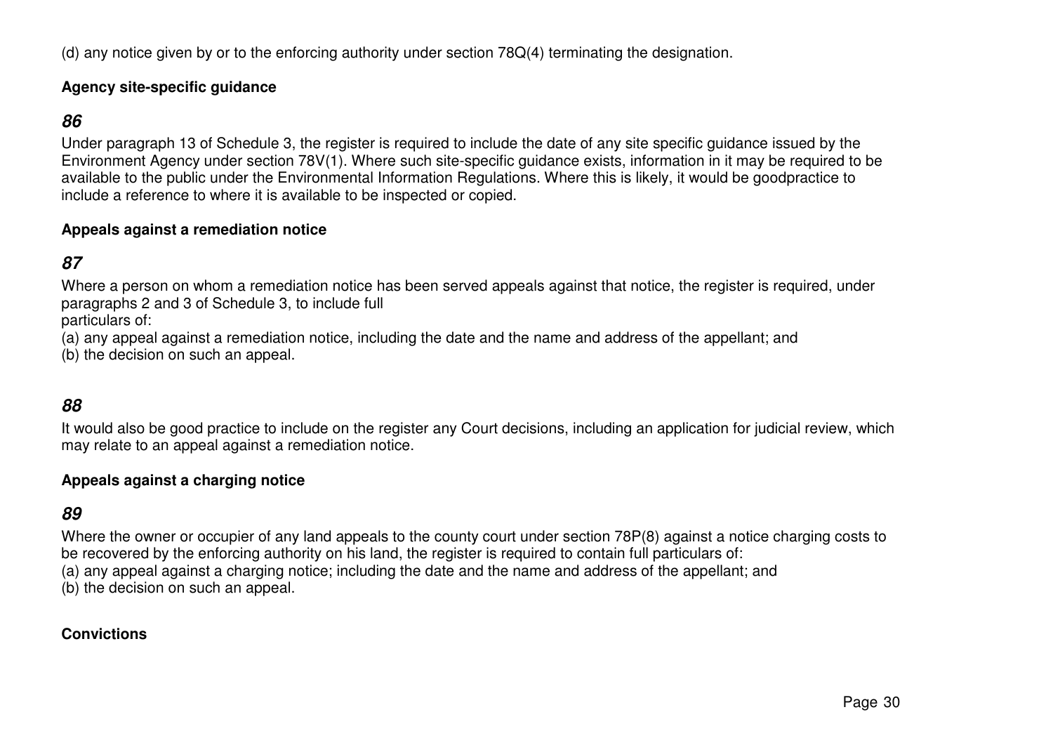(d) any notice given by or to the enforcing authority under section 78Q(4) terminating the designation.

**Agency site-specific guidance**

***86***

Under paragraph 13 of Schedule 3, the register is required to include the date of any site specific guidance issued by the Environment Agency under section 78V(1). Where such site-specific guidance exists, information in it may be required to be available to the public under the Environmental Information Regulations. Where this is likely, it would be goodpractice to include a reference to where it is available to be inspected or copied.

**Appeals against a remediation notice**

***87***

Where a person on whom a remediation notice has been served appeals against that notice, the register is required, under paragraphs 2 and 3 of Schedule 3, to include full particulars of:

(a) any appeal against a remediation notice, including the date and the name and address of the appellant; and
(b) the decision on such an appeal.

***88***

It would also be good practice to include on the register any Court decisions, including an application for judicial review, which may relate to an appeal against a remediation notice.

**Appeals against a charging notice**

***89***

Where the owner or occupier of any land appeals to the county court under section 78P(8) against a notice charging costs to be recovered by the enforcing authority on his land, the register is required to contain full particulars of:

(a) any appeal against a charging notice; including the date and the name and address of the appellant; and
(b) the decision on such an appeal.

**Convictions**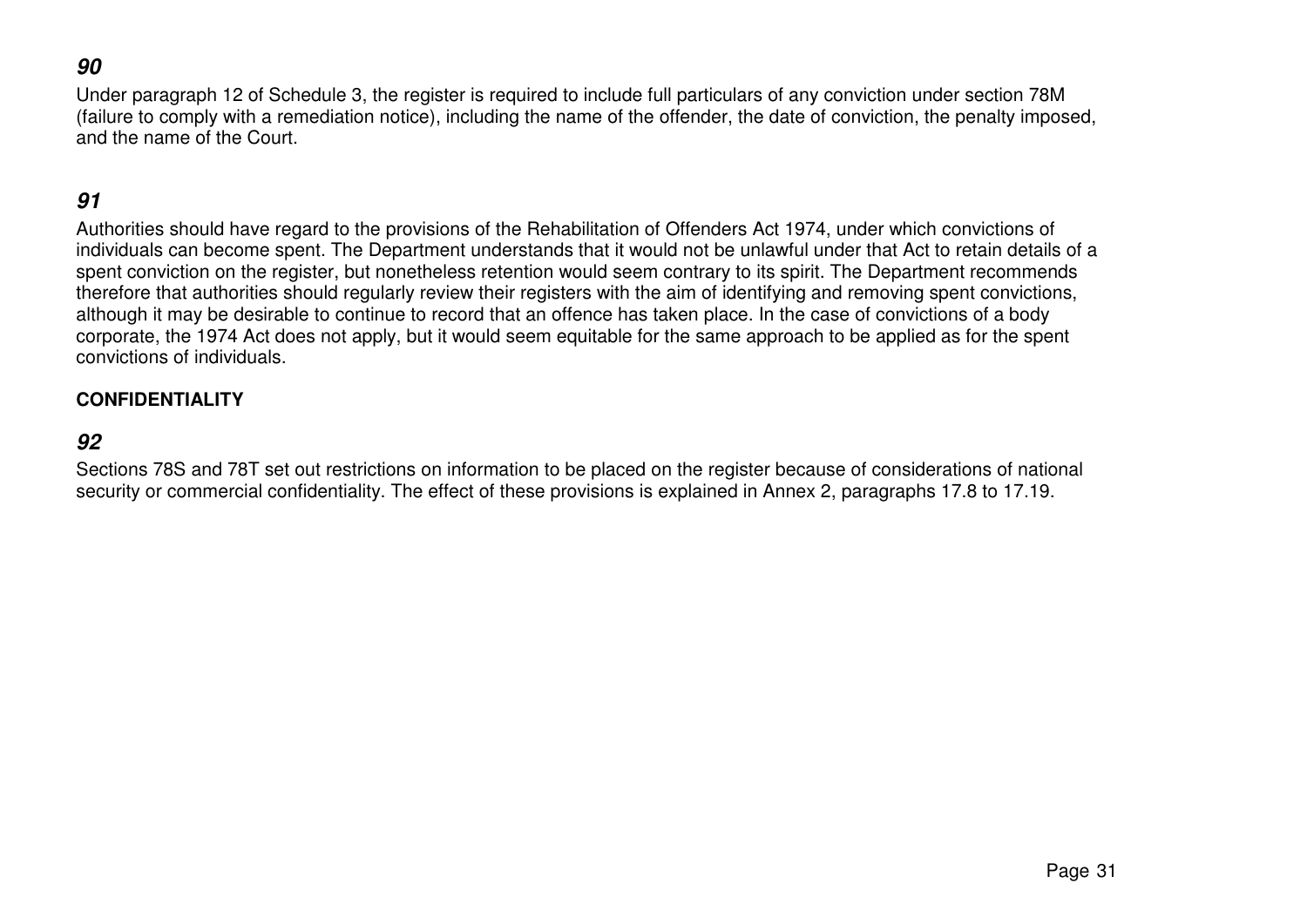***90***

Under paragraph 12 of Schedule 3, the register is required to include full particulars of any conviction under section 78M (failure to comply with a remediation notice), including the name of the offender, the date of conviction, the penalty imposed, and the name of the Court.

***91***

Authorities should have regard to the provisions of the Rehabilitation of Offenders Act 1974, under which convictions of individuals can become spent. The Department understands that it would not be unlawful under that Act to retain details of a spent conviction on the register, but nonetheless retention would seem contrary to its spirit. The Department recommends therefore that authorities should regularly review their registers with the aim of identifying and removing spent convictions, although it may be desirable to continue to record that an offence has taken place. In the case of convictions of a body corporate, the 1974 Act does not apply, but it would seem equitable for the same approach to be applied as for the spent convictions of individuals.

**CONFIDENTIALITY**

***92***

Sections 78S and 78T set out restrictions on information to be placed on the register because of considerations of national security or commercial confidentiality. The effect of these provisions is explained in Annex 2, paragraphs 17.8 to 17.19.